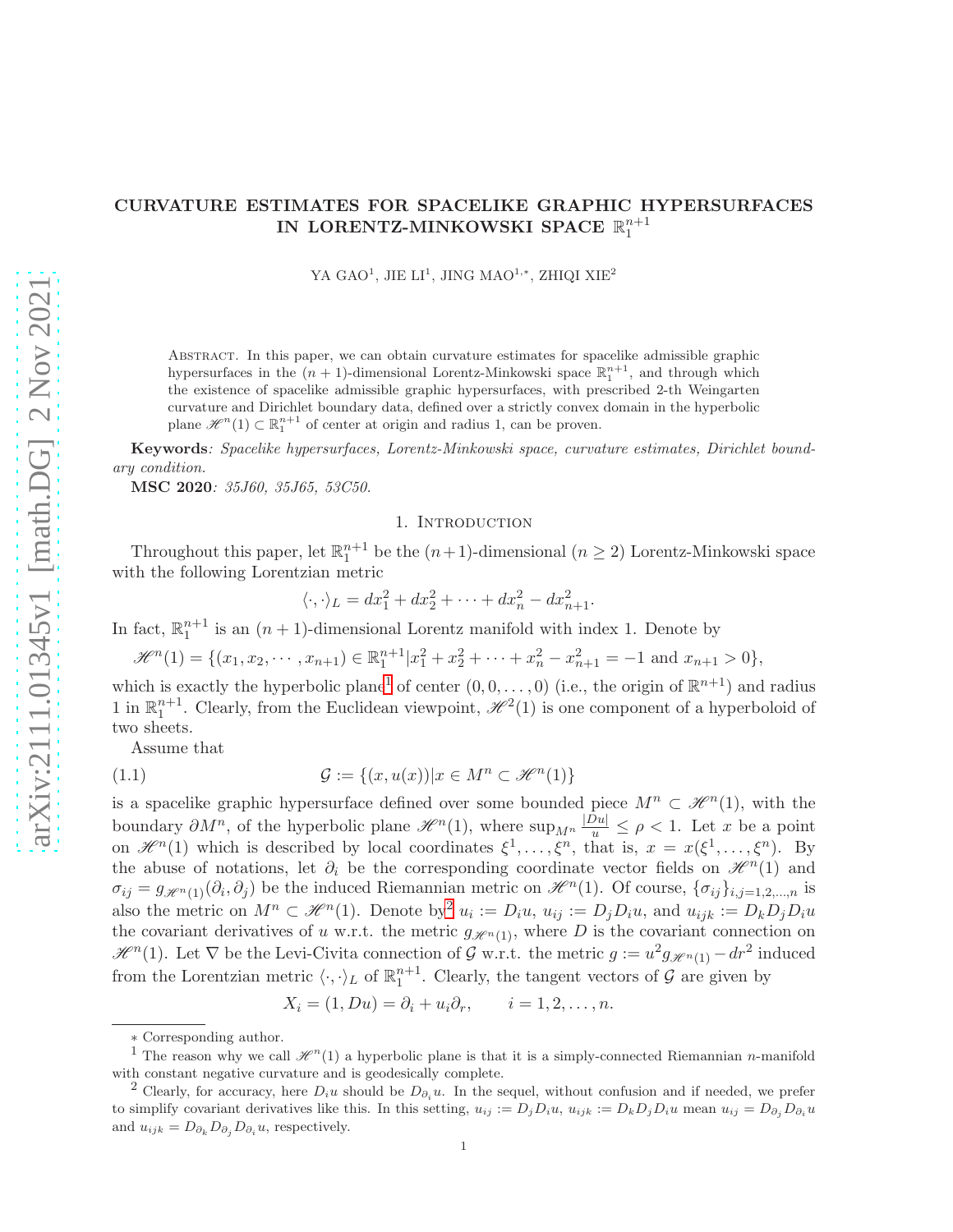# CURVATURE ESTIMATES FOR SPACELIKE GRAPHIC HYPERSURFACES IN LORENTZ-MINKOWSKI SPACE $\mathbb{R}^{n+1}_1$

YA GAO[1], JIE LI[1], JING MAO[1,*], ZHIQI XIE[2]

Abstract. In this paper, we can obtain curvature estimates for spacelike admissible graphic hypersurfaces in the $(n+1)$-dimensional Lorentz-Minkowski space $\mathbb{R}^{n+1}_1$, and through which the existence of spacelike admissible graphic hypersurfaces, with prescribed 2-th Weingarten curvature and Dirichlet boundary data, defined over a strictly convex domain in the hyperbolic plane $\mathscr{H}^n(1) \subset \mathbb{R}^{n+1}_1$ of center at origin and radius 1, can be proven.

**Keywords**: *Spacelike hypersurfaces, Lorentz-Minkowski space, curvature estimates, Dirichlet boundary condition.*

**MSC 2020**: *35J60, 35J65, 53C50.*

## 1. Introduction

Throughout this paper, let $\mathbb{R}^{n+1}_1$ be the $(n+1)$-dimensional $(n \geq 2)$ Lorentz-Minkowski space with the following Lorentzian metric

$$\langle \cdot, \cdot \rangle_L = dx_1^2 + dx_2^2 + \cdots + dx_n^2 - dx_{n+1}^2.$$

In fact, $\mathbb{R}^{n+1}_1$ is an $(n+1)$-dimensional Lorentz manifold with index 1. Denote by

$$\mathscr{H}^n(1) = \{(x_1, x_2, \cdots, x_{n+1}) \in \mathbb{R}^{n+1}_1 | x_1^2 + x_2^2 + \cdots + x_n^2 - x_{n+1}^2 = -1 \text{ and } x_{n+1} > 0\},$$

which is exactly the hyperbolic plane[1] of center $(0, 0, \ldots, 0)$ (i.e., the origin of $\mathbb{R}^{n+1}$) and radius 1 in $\mathbb{R}^{n+1}_1$. Clearly, from the Euclidean viewpoint, $\mathscr{H}^2(1)$ is one component of a hyperboloid of two sheets.

Assume that

$$\mathcal{G} := \{(x, u(x)) | x \in M^n \subset \mathscr{H}^n(1)\} \tag{1.1}$$

is a spacelike graphic hypersurface defined over some bounded piece $M^n \subset \mathscr{H}^n(1)$, with the boundary $\partial M^n$, of the hyperbolic plane $\mathscr{H}^n(1)$, where $\sup_{M^n} \frac{|Du|}{u} \leq \rho < 1$. Let $x$ be a point on $\mathscr{H}^n(1)$ which is described by local coordinates $\xi^1, \ldots, \xi^n$, that is, $x = x(\xi^1, \ldots, \xi^n)$. By the abuse of notations, let $\partial_i$ be the corresponding coordinate vector fields on $\mathscr{H}^n(1)$ and $\sigma_{ij} = g_{\mathscr{H}^n(1)}(\partial_i, \partial_j)$ be the induced Riemannian metric on $\mathscr{H}^n(1)$. Of course, $\{\sigma_{ij}\}_{i,j=1,2,\ldots,n}$ is also the metric on $M^n \subset \mathscr{H}^n(1)$. Denote by[2] $u_i := D_i u$, $u_{ij} := D_j D_i u$, and $u_{ijk} := D_k D_j D_i u$ the covariant derivatives of $u$ w.r.t. the metric $g_{\mathscr{H}^n(1)}$, where $D$ is the covariant connection on $\mathscr{H}^n(1)$. Let $\nabla$ be the Levi-Civita connection of $\mathcal{G}$ w.r.t. the metric $g := u^2 g_{\mathscr{H}^n(1)} - dr^2$ induced from the Lorentzian metric $\langle \cdot, \cdot \rangle_L$ of $\mathbb{R}^{n+1}_1$. Clearly, the tangent vectors of $\mathcal{G}$ are given by

$$X_i = (1, Du) = \partial_i + u_i \partial_r, \qquad i = 1, 2, \ldots, n.$$

---

$*$ Corresponding author.

[1] The reason why we call $\mathscr{H}^n(1)$ a hyperbolic plane is that it is a simply-connected Riemannian $n$-manifold with constant negative curvature and is geodesically complete.

[2] Clearly, for accuracy, here $D_i u$ should be $D_{\partial_i} u$. In the sequel, without confusion and if needed, we prefer to simplify covariant derivatives like this. In this setting, $u_{ij} := D_j D_i u$, $u_{ijk} := D_k D_j D_i u$ mean $u_{ij} = D_{\partial_j} D_{\partial_i} u$ and $u_{ijk} = D_{\partial_k} D_{\partial_j} D_{\partial_i} u$, respectively.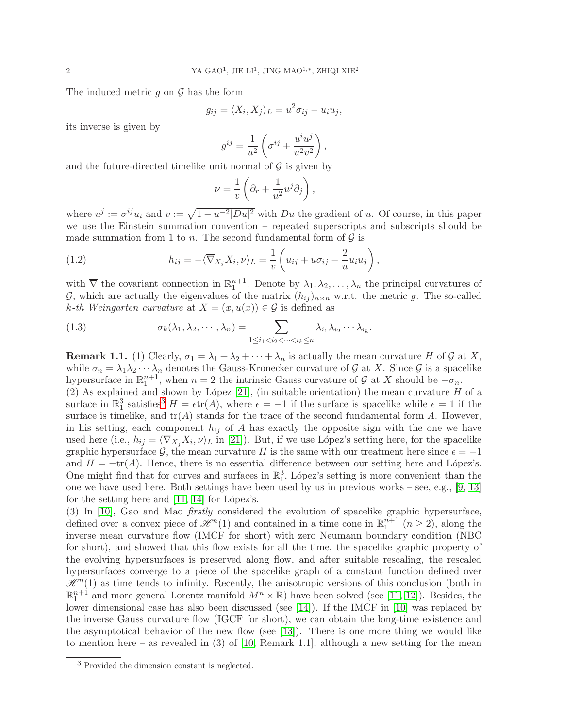The induced metric $g$ on $\mathcal{G}$ has the form

$$g_{ij} = \langle X_i, X_j \rangle_L = u^2 \sigma_{ij} - u_i u_j,$$

its inverse is given by

$$g^{ij} = \frac{1}{u^2}\left(\sigma^{ij} + \frac{u^i u^j}{u^2 v^2}\right),$$

and the future-directed timelike unit normal of $\mathcal{G}$ is given by

$$\nu = \frac{1}{v}\left(\partial_r + \frac{1}{u^2} u^j \partial_j\right),$$

where $u^j := \sigma^{ij} u_i$ and $v := \sqrt{1 - u^{-2}|Du|^2}$ with $Du$ the gradient of $u$. Of course, in this paper we use the Einstein summation convention – repeated superscripts and subscripts should be made summation from 1 to $n$. The second fundamental form of $\mathcal{G}$ is

$$h_{ij} = -\langle \overline{\nabla}_{X_j} X_i, \nu \rangle_L = \frac{1}{v}\left(u_{ij} + u\sigma_{ij} - \frac{2}{u} u_i u_j\right), \tag{1.2}$$

with $\overline{\nabla}$ the covariant connection in $\mathbb{R}^{n+1}_1$. Denote by $\lambda_1, \lambda_2, \ldots, \lambda_n$ the principal curvatures of $\mathcal{G}$, which are actually the eigenvalues of the matrix $(h_{ij})_{n\times n}$ w.r.t. the metric $g$. The so-called *k-th Weingarten curvature* at $X = (x, u(x)) \in \mathcal{G}$ is defined as

$$\sigma_k(\lambda_1, \lambda_2, \cdots, \lambda_n) = \sum_{1 \le i_1 < i_2 < \cdots < i_k \le n} \lambda_{i_1} \lambda_{i_2} \cdots \lambda_{i_k}. \tag{1.3}$$

**Remark 1.1.** (1) Clearly, $\sigma_1 = \lambda_1 + \lambda_2 + \cdots + \lambda_n$ is actually the mean curvature $H$ of $\mathcal{G}$ at $X$, while $\sigma_n = \lambda_1 \lambda_2 \cdots \lambda_n$ denotes the Gauss-Kronecker curvature of $\mathcal{G}$ at $X$. Since $\mathcal{G}$ is a spacelike hypersurface in $\mathbb{R}^{n+1}_1$, when $n = 2$ the intrinsic Gauss curvature of $\mathcal{G}$ at $X$ should be $-\sigma_n$.
(2) As explained and shown by López [21], (in suitable orientation) the mean curvature $H$ of a surface in $\mathbb{R}^3_1$ satisfies[3] $H = \epsilon \mathrm{tr}(A)$, where $\epsilon = -1$ if the surface is spacelike while $\epsilon = 1$ if the surface is timelike, and $\mathrm{tr}(A)$ stands for the trace of the second fundamental form $A$. However, in his setting, each component $h_{ij}$ of $A$ has exactly the opposite sign with the one we have used here (i.e., $h_{ij} = \langle \nabla_{X_j} X_i, \nu \rangle_L$ in [21]). But, if we use López's setting here, for the spacelike graphic hypersurface $\mathcal{G}$, the mean curvature $H$ is the same with our treatment here since $\epsilon = -1$ and $H = -\mathrm{tr}(A)$. Hence, there is no essential difference between our setting here and López's. One might find that for curves and surfaces in $\mathbb{R}^3_1$, López's setting is more convenient than the one we have used here. Both settings have been used by us in previous works – see, e.g., [9, 13] for the setting here and [11, 14] for López's.
(3) In [10], Gao and Mao *firstly* considered the evolution of spacelike graphic hypersurface, defined over a convex piece of $\mathscr{H}^n(1)$ and contained in a time cone in $\mathbb{R}^{n+1}_1$ ($n \ge 2$), along the inverse mean curvature flow (IMCF for short) with zero Neumann boundary condition (NBC for short), and showed that this flow exists for all the time, the spacelike graphic property of the evolving hypersurfaces is preserved along flow, and after suitable rescaling, the rescaled hypersurfaces converge to a piece of the spacelike graph of a constant function defined over $\mathscr{H}^n(1)$ as time tends to infinity. Recently, the anisotropic versions of this conclusion (both in $\mathbb{R}^{n+1}_1$ and more general Lorentz manifold $M^n \times \mathbb{R}$) have been solved (see [11, 12]). Besides, the lower dimensional case has also been discussed (see [14]). If the IMCF in [10] was replaced by the inverse Gauss curvature flow (IGCF for short), we can obtain the long-time existence and the asymptotical behavior of the new flow (see [13]). There is one more thing we would like to mention here – as revealed in (3) of [10, Remark 1.1], although a new setting for the mean

[3] Provided the dimension constant is neglected.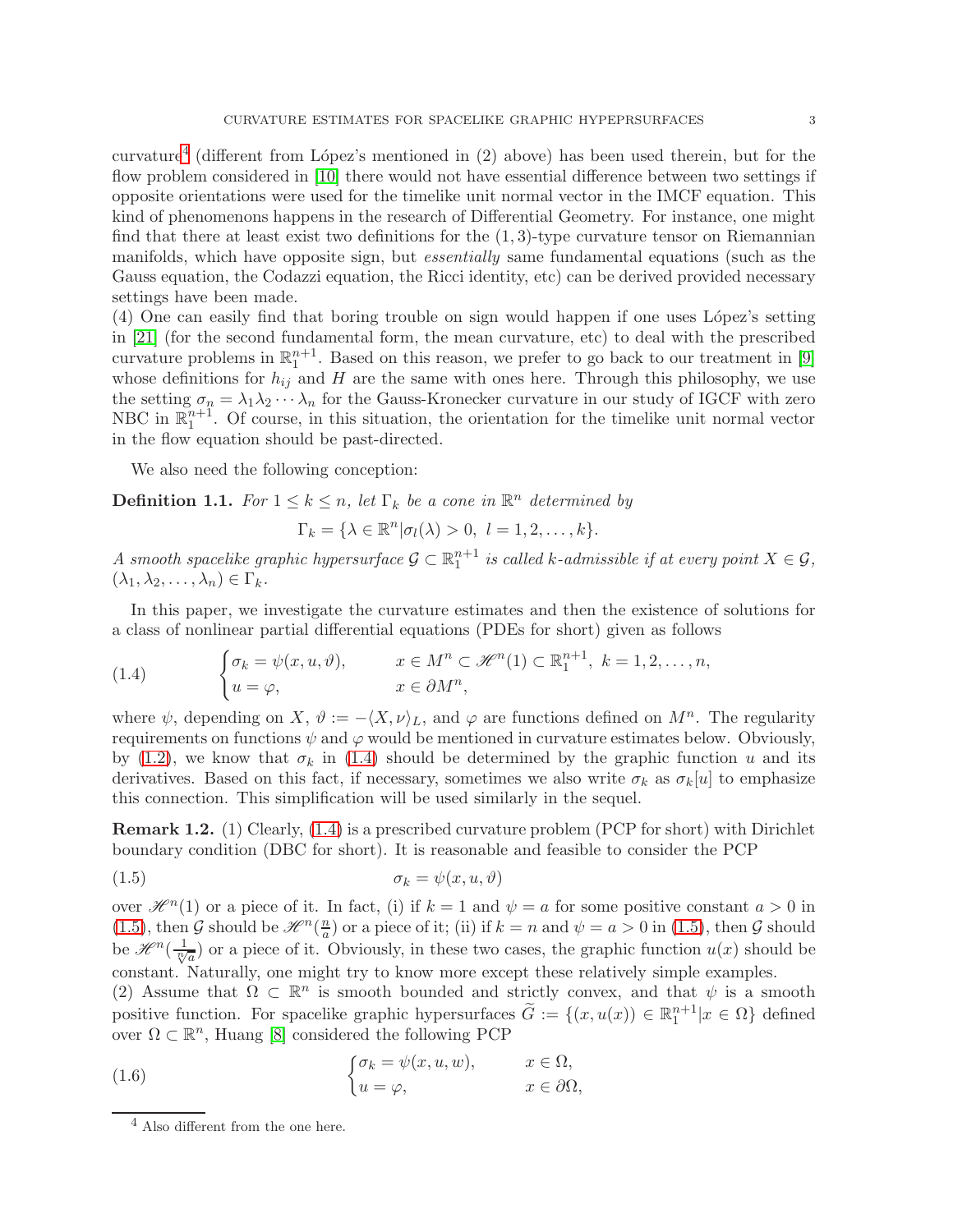curvature[4] (different from López's mentioned in (2) above) has been used therein, but for the flow problem considered in [10] there would not have essential difference between two settings if opposite orientations were used for the timelike unit normal vector in the IMCF equation. This kind of phenomenons happens in the research of Differential Geometry. For instance, one might find that there at least exist two definitions for the $(1,3)$-type curvature tensor on Riemannian manifolds, which have opposite sign, but *essentially* same fundamental equations (such as the Gauss equation, the Codazzi equation, the Ricci identity, etc) can be derived provided necessary settings have been made.
(4) One can easily find that boring trouble on sign would happen if one uses López's setting in [21] (for the second fundamental form, the mean curvature, etc) to deal with the prescribed curvature problems in $\mathbb{R}^{n+1}_{1}$. Based on this reason, we prefer to go back to our treatment in [9] whose definitions for $h_{ij}$ and $H$ are the same with ones here. Through this philosophy, we use the setting $\sigma_n = \lambda_1\lambda_2\cdots\lambda_n$ for the Gauss-Kronecker curvature in our study of IGCF with zero NBC in $\mathbb{R}^{n+1}_{1}$. Of course, in this situation, the orientation for the timelike unit normal vector in the flow equation should be past-directed.

We also need the following conception:

**Definition 1.1.** *For $1\leq k\leq n$, let $\Gamma_k$ be a cone in $\mathbb{R}^n$ determined by*

$$\Gamma_k = \{\lambda\in\mathbb{R}^n | \sigma_l(\lambda)>0,\ l=1,2,\ldots,k\}.$$

*A smooth spacelike graphic hypersurface $\mathcal{G}\subset\mathbb{R}^{n+1}_{1}$ is called $k$-admissible if at every point $X\in\mathcal{G}$, $(\lambda_1,\lambda_2,\ldots,\lambda_n)\in\Gamma_k$.*

In this paper, we investigate the curvature estimates and then the existence of solutions for a class of nonlinear partial differential equations (PDEs for short) given as follows

$$\begin{cases} \sigma_k = \psi(x,u,\vartheta), & x\in M^n\subset \mathscr{H}^n(1)\subset\mathbb{R}^{n+1}_{1},\ k=1,2,\ldots,n,\\ u=\varphi, & x\in\partial M^n, \end{cases} \tag{1.4}$$

where $\psi$, depending on $X$, $\vartheta := -\langle X,\nu\rangle_L$, and $\varphi$ are functions defined on $M^n$. The regularity requirements on functions $\psi$ and $\varphi$ would be mentioned in curvature estimates below. Obviously, by (1.2), we know that $\sigma_k$ in (1.4) should be determined by the graphic function $u$ and its derivatives. Based on this fact, if necessary, sometimes we also write $\sigma_k$ as $\sigma_k[u]$ to emphasize this connection. This simplification will be used similarly in the sequel.

**Remark 1.2.** (1) Clearly, (1.4) is a prescribed curvature problem (PCP for short) with Dirichlet boundary condition (DBC for short). It is reasonable and feasible to consider the PCP

$$\sigma_k = \psi(x,u,\vartheta) \tag{1.5}$$

over $\mathscr{H}^n(1)$ or a piece of it. In fact, (i) if $k=1$ and $\psi=a$ for some positive constant $a>0$ in (1.5), then $\mathcal{G}$ should be $\mathscr{H}^n(\frac{n}{a})$ or a piece of it; (ii) if $k=n$ and $\psi=a>0$ in (1.5), then $\mathcal{G}$ should be $\mathscr{H}^n(\frac{1}{\sqrt[n]{a}})$ or a piece of it. Obviously, in these two cases, the graphic function $u(x)$ should be constant. Naturally, one might try to know more except these relatively simple examples.
(2) Assume that $\Omega\subset\mathbb{R}^n$ is smooth bounded and strictly convex, and that $\psi$ is a smooth positive function. For spacelike graphic hypersurfaces $\widetilde{G} := \{(x,u(x))\in\mathbb{R}^{n+1}_{1} | x\in\Omega\}$ defined over $\Omega\subset\mathbb{R}^n$, Huang [8] considered the following PCP

$$\begin{cases} \sigma_k = \psi(x,u,w), & x\in\Omega,\\ u=\varphi, & x\in\partial\Omega, \end{cases} \tag{1.6}$$

[4] Also different from the one here.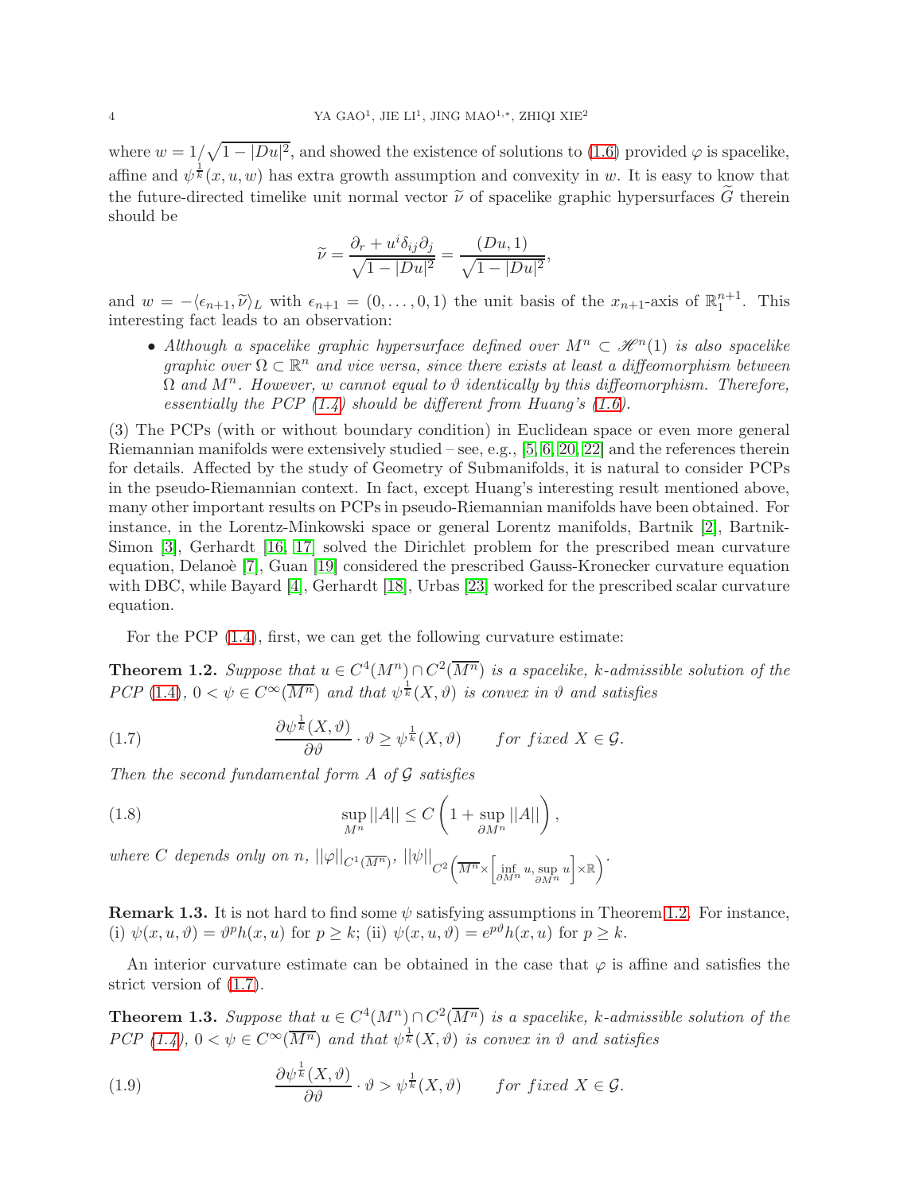where $w = 1/\sqrt{1-|Du|^2}$, and showed the existence of solutions to (1.6) provided $\varphi$ is spacelike, affine and $\psi^{\frac{1}{k}}(x, u, w)$ has extra growth assumption and convexity in $w$. It is easy to know that the future-directed timelike unit normal vector $\widetilde{\nu}$ of spacelike graphic hypersurfaces $\widetilde{G}$ therein should be

$$\widetilde{\nu} = \frac{\partial_r + u^i \delta_{ij} \partial_j}{\sqrt{1-|Du|^2}} = \frac{(Du, 1)}{\sqrt{1-|Du|^2}},$$

and $w = -\langle \epsilon_{n+1}, \widetilde{\nu} \rangle_L$ with $\epsilon_{n+1} = (0, \ldots, 0, 1)$ the unit basis of the $x_{n+1}$-axis of $\mathbb{R}^{n+1}_1$. This interesting fact leads to an observation:

- *Although a spacelike graphic hypersurface defined over $M^n \subset \mathscr{H}^n(1)$ is also spacelike graphic over $\Omega \subset \mathbb{R}^n$ and vice versa, since there exists at least a diffeomorphism between $\Omega$ and $M^n$. However, $w$ cannot equal to $\vartheta$ identically by this diffeomorphism. Therefore, essentially the PCP (1.4) should be different from Huang's (1.6).*

(3) The PCPs (with or without boundary condition) in Euclidean space or even more general Riemannian manifolds were extensively studied – see, e.g., [5, 6, 20, 22] and the references therein for details. Affected by the study of Geometry of Submanifolds, it is natural to consider PCPs in the pseudo-Riemannian context. In fact, except Huang's interesting result mentioned above, many other important results on PCPs in pseudo-Riemannian manifolds have been obtained. For instance, in the Lorentz-Minkowski space or general Lorentz manifolds, Bartnik [2], Bartnik-Simon [3], Gerhardt [16, 17] solved the Dirichlet problem for the prescribed mean curvature equation, Delanoè [7], Guan [19] considered the prescribed Gauss-Kronecker curvature equation with DBC, while Bayard [4], Gerhardt [18], Urbas [23] worked for the prescribed scalar curvature equation.

For the PCP (1.4), first, we can get the following curvature estimate:

**Theorem 1.2.** *Suppose that $u \in C^4(M^n) \cap C^2(\overline{M^n})$ is a spacelike, k-admissible solution of the PCP (1.4), $0 < \psi \in C^\infty(\overline{M^n})$ and that $\psi^{\frac{1}{k}}(X, \vartheta)$ is convex in $\vartheta$ and satisfies*

$$\frac{\partial \psi^{\frac{1}{k}}(X, \vartheta)}{\partial \vartheta} \cdot \vartheta \geq \psi^{\frac{1}{k}}(X, \vartheta) \qquad \textit{for fixed } X \in \mathcal{G}. \tag{1.7}$$

*Then the second fundamental form $A$ of $\mathcal{G}$ satisfies*

$$\sup_{M^n} ||A|| \leq C \left( 1 + \sup_{\partial M^n} ||A|| \right), \tag{1.8}$$

*where $C$ depends only on $n$, $||\varphi||_{C^1(\overline{M^n})}$, $||\psi||_{C^2\left(\overline{M^n} \times \left[\inf_{\partial M^n} u, \sup_{\partial M^n} u\right] \times \mathbb{R}\right)}$.*

**Remark 1.3.** It is not hard to find some $\psi$ satisfying assumptions in Theorem 1.2. For instance, (i) $\psi(x, u, \vartheta) = \vartheta^p h(x, u)$ for $p \geq k$; (ii) $\psi(x, u, \vartheta) = e^{p\vartheta} h(x, u)$ for $p \geq k$.

An interior curvature estimate can be obtained in the case that $\varphi$ is affine and satisfies the strict version of (1.7).

**Theorem 1.3.** *Suppose that $u \in C^4(M^n) \cap C^2(\overline{M^n})$ is a spacelike, k-admissible solution of the PCP (1.4), $0 < \psi \in C^\infty(\overline{M^n})$ and that $\psi^{\frac{1}{k}}(X, \vartheta)$ is convex in $\vartheta$ and satisfies*

$$\frac{\partial \psi^{\frac{1}{k}}(X, \vartheta)}{\partial \vartheta} \cdot \vartheta > \psi^{\frac{1}{k}}(X, \vartheta) \qquad \textit{for fixed } X \in \mathcal{G}. \tag{1.9}$$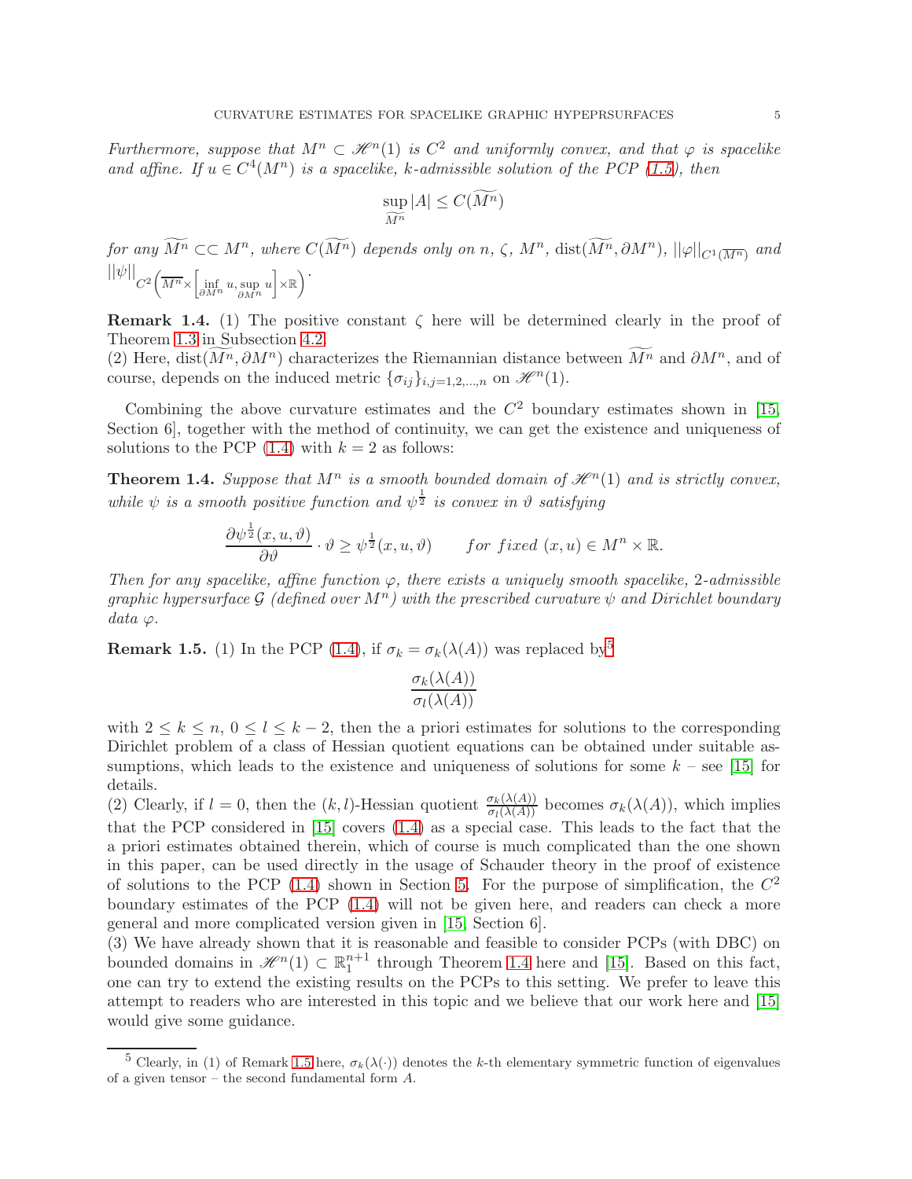*Furthermore, suppose that $M^n \subset \mathscr{H}^n(1)$ is $C^2$ and uniformly convex, and that $\varphi$ is spacelike and affine. If $u \in C^4(M^n)$ is a spacelike, $k$-admissible solution of the PCP (1.5), then*

$$\sup_{\widetilde{M^n}} |A| \leq C(\widetilde{M^n})$$

*for any $\widetilde{M^n} \subset\subset M^n$, where $C(\widetilde{M^n})$ depends only on $n$, $\zeta$, $M^n$, $\mathrm{dist}(\widetilde{M^n}, \partial M^n)$, $||\varphi||_{C^1(\overline{M^n})}$ and $||\psi||_{C^2\left(\overline{M^n}\times\left[\inf\limits_{\partial M^n} u, \sup\limits_{\partial M^n} u\right]\times\mathbb{R}\right)}$.*

**Remark 1.4.** (1) The positive constant $\zeta$ here will be determined clearly in the proof of Theorem 1.3 in Subsection 4.2.
(2) Here, $\mathrm{dist}(\widetilde{M^n}, \partial M^n)$ characterizes the Riemannian distance between $\widetilde{M^n}$ and $\partial M^n$, and of course, depends on the induced metric $\{\sigma_{ij}\}_{i,j=1,2,\ldots,n}$ on $\mathscr{H}^n(1)$.

Combining the above curvature estimates and the $C^2$ boundary estimates shown in [15, Section 6], together with the method of continuity, we can get the existence and uniqueness of solutions to the PCP (1.4) with $k = 2$ as follows:

**Theorem 1.4.** *Suppose that $M^n$ is a smooth bounded domain of $\mathscr{H}^n(1)$ and is strictly convex, while $\psi$ is a smooth positive function and $\psi^{\frac{1}{2}}$ is convex in $\vartheta$ satisfying*

$$\frac{\partial \psi^{\frac{1}{2}}(x, u, \vartheta)}{\partial \vartheta} \cdot \vartheta \geq \psi^{\frac{1}{2}}(x, u, \vartheta) \qquad \textit{for fixed } (x, u) \in M^n \times \mathbb{R}.$$

*Then for any spacelike, affine function $\varphi$, there exists a uniquely smooth spacelike, 2-admissible graphic hypersurface $\mathcal{G}$ (defined over $M^n$) with the prescribed curvature $\psi$ and Dirichlet boundary data $\varphi$.*

**Remark 1.5.** (1) In the PCP (1.4), if $\sigma_k = \sigma_k(\lambda(A))$ was replaced by[5]

$$\frac{\sigma_k(\lambda(A))}{\sigma_l(\lambda(A))}$$

with $2 \leq k \leq n$, $0 \leq l \leq k-2$, then the a priori estimates for solutions to the corresponding Dirichlet problem of a class of Hessian quotient equations can be obtained under suitable assumptions, which leads to the existence and uniqueness of solutions for some $k$ – see [15] for details.
(2) Clearly, if $l = 0$, then the $(k, l)$-Hessian quotient $\frac{\sigma_k(\lambda(A))}{\sigma_l(\lambda(A))}$ becomes $\sigma_k(\lambda(A))$, which implies that the PCP considered in [15] covers (1.4) as a special case. This leads to the fact that the a priori estimates obtained therein, which of course is much complicated than the one shown in this paper, can be used directly in the usage of Schauder theory in the proof of existence of solutions to the PCP (1.4) shown in Section 5. For the purpose of simplification, the $C^2$ boundary estimates of the PCP (1.4) will not be given here, and readers can check a more general and more complicated version given in [15, Section 6].
(3) We have already shown that it is reasonable and feasible to consider PCPs (with DBC) on bounded domains in $\mathscr{H}^n(1) \subset \mathbb{R}^{n+1}_1$ through Theorem 1.4 here and [15]. Based on this fact, one can try to extend the existing results on the PCPs to this setting. We prefer to leave this attempt to readers who are interested in this topic and we believe that our work here and [15] would give some guidance.

---

[5] Clearly, in (1) of Remark 1.5 here, $\sigma_k(\lambda(\cdot))$ denotes the $k$-th elementary symmetric function of eigenvalues of a given tensor – the second fundamental form $A$.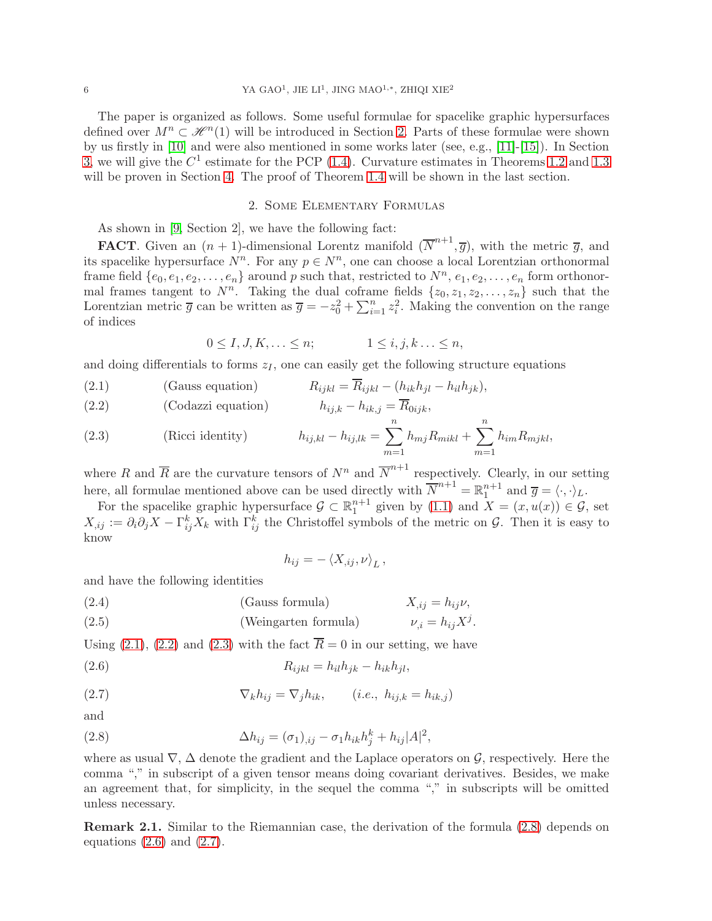The paper is organized as follows. Some useful formulae for spacelike graphic hypersurfaces defined over $M^n \subset \mathscr{H}^n(1)$ will be introduced in Section 2. Parts of these formulae were shown by us firstly in [10] and were also mentioned in some works later (see, e.g., [11]-[15]). In Section 3, we will give the $C^1$ estimate for the PCP (1.4). Curvature estimates in Theorems 1.2 and 1.3 will be proven in Section 4. The proof of Theorem 1.4 will be shown in the last section.

## 2. Some Elementary Formulas

As shown in [9, Section 2], we have the following fact:

**FACT**. Given an $(n+1)$-dimensional Lorentz manifold $(\overline{N}^{n+1}, \overline{g})$, with the metric $\overline{g}$, and its spacelike hypersurface $N^n$. For any $p \in N^n$, one can choose a local Lorentzian orthonormal frame field $\{e_0, e_1, e_2, \ldots, e_n\}$ around $p$ such that, restricted to $N^n$, $e_1, e_2, \ldots, e_n$ form orthonormal frames tangent to $N^n$. Taking the dual coframe fields $\{z_0, z_1, z_2, \ldots, z_n\}$ such that the Lorentzian metric $\overline{g}$ can be written as $\overline{g} = -z_0^2 + \sum_{i=1}^n z_i^2$. Making the convention on the range of indices

$$0 \leq I, J, K, \ldots \leq n; \qquad 1 \leq i, j, k \ldots \leq n,$$

and doing differentials to forms $z_I$, one can easily get the following structure equations

$$\text{(Gauss equation)} \qquad R_{ijkl} = \overline{R}_{ijkl} - (h_{ik}h_{jl} - h_{il}h_{jk}), \tag{2.1}$$

$$\text{(Codazzi equation)} \qquad h_{ij,k} - h_{ik,j} = \overline{R}_{0ijk}, \tag{2.2}$$

$$\text{(Ricci identity)} \qquad h_{ij,kl} - h_{ij,lk} = \sum_{m=1}^n h_{mj}R_{mikl} + \sum_{m=1}^n h_{im}R_{mjkl}, \tag{2.3}$$

where $R$ and $\overline{R}$ are the curvature tensors of $N^n$ and $\overline{N}^{n+1}$ respectively. Clearly, in our setting here, all formulae mentioned above can be used directly with $\overline{N}^{n+1} = \mathbb{R}^{n+1}_1$ and $\overline{g} = \langle \cdot, \cdot \rangle_L$.

For the spacelike graphic hypersurface $\mathcal{G} \subset \mathbb{R}^{n+1}_1$ given by (1.1) and $X = (x, u(x)) \in \mathcal{G}$, set $X_{,ij} := \partial_i \partial_j X - \Gamma^k_{ij} X_k$ with $\Gamma^k_{ij}$ the Christoffel symbols of the metric on $\mathcal{G}$. Then it is easy to know

$$h_{ij} = -\langle X_{,ij}, \nu \rangle_L,$$

and have the following identities

$$\text{(Gauss formula)} \qquad X_{,ij} = h_{ij}\nu, \tag{2.4}$$

$$\text{(Weingarten formula)} \qquad \nu_{,i} = h_{ij}X^j. \tag{2.5}$$

Using (2.1), (2.2) and (2.3) with the fact $\overline{R} = 0$ in our setting, we have

$$R_{ijkl} = h_{il}h_{jk} - h_{ik}h_{jl}, \tag{2.6}$$

$$\nabla_k h_{ij} = \nabla_j h_{ik}, \qquad (i.e., \ h_{ij,k} = h_{ik,j}) \tag{2.7}$$

and

$$\Delta h_{ij} = (\sigma_1)_{,ij} - \sigma_1 h_{ik}h^k_j + h_{ij}|A|^2, \tag{2.8}$$

where as usual $\nabla$, $\Delta$ denote the gradient and the Laplace operators on $\mathcal{G}$, respectively. Here the comma "," in subscript of a given tensor means doing covariant derivatives. Besides, we make an agreement that, for simplicity, in the sequel the comma "," in subscripts will be omitted unless necessary.

**Remark 2.1.** Similar to the Riemannian case, the derivation of the formula (2.8) depends on equations (2.6) and (2.7).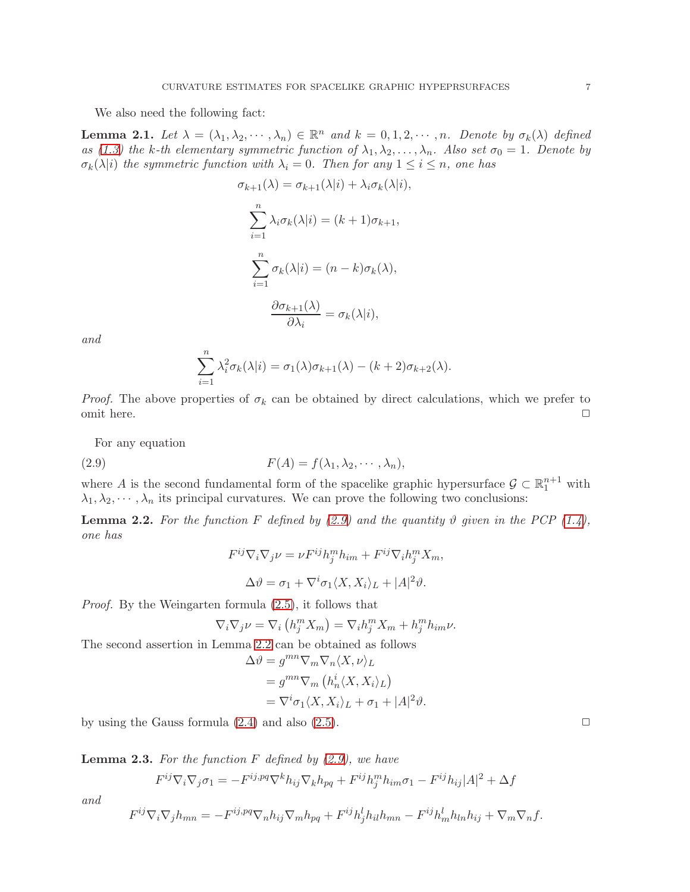We also need the following fact:

**Lemma 2.1.** *Let $\lambda = (\lambda_1, \lambda_2, \cdots, \lambda_n) \in \mathbb{R}^n$ and $k = 0, 1, 2, \cdots, n$. Denote by $\sigma_k(\lambda)$ defined as (1.3) the $k$-th elementary symmetric function of $\lambda_1, \lambda_2, \ldots, \lambda_n$. Also set $\sigma_0 = 1$. Denote by $\sigma_k(\lambda|i)$ the symmetric function with $\lambda_i = 0$. Then for any $1 \leq i \leq n$, one has*

$$\sigma_{k+1}(\lambda) = \sigma_{k+1}(\lambda|i) + \lambda_i \sigma_k(\lambda|i),$$

$$\sum_{i=1}^{n} \lambda_i \sigma_k(\lambda|i) = (k+1)\sigma_{k+1},$$

$$\sum_{i=1}^{n} \sigma_k(\lambda|i) = (n-k)\sigma_k(\lambda),$$

$$\frac{\partial \sigma_{k+1}(\lambda)}{\partial \lambda_i} = \sigma_k(\lambda|i),$$

*and*

$$\sum_{i=1}^{n} \lambda_i^2 \sigma_k(\lambda|i) = \sigma_1(\lambda)\sigma_{k+1}(\lambda) - (k+2)\sigma_{k+2}(\lambda).$$

*Proof.* The above properties of $\sigma_k$ can be obtained by direct calculations, which we prefer to omit here. $\square$

For any equation

$$F(A) = f(\lambda_1, \lambda_2, \cdots, \lambda_n), \tag{2.9}$$

where $A$ is the second fundamental form of the spacelike graphic hypersurface $\mathcal{G} \subset \mathbb{R}^{n+1}_1$ with $\lambda_1, \lambda_2, \cdots, \lambda_n$ its principal curvatures. We can prove the following two conclusions:

**Lemma 2.2.** *For the function $F$ defined by (2.9) and the quantity $\vartheta$ given in the PCP (1.4), one has*

$$F^{ij}\nabla_i\nabla_j\nu = \nu F^{ij}h^m_j h_{im} + F^{ij}\nabla_i h^m_j X_m,$$

$$\Delta\vartheta = \sigma_1 + \nabla^i\sigma_1\langle X, X_i\rangle_L + |A|^2\vartheta.$$

*Proof.* By the Weingarten formula (2.5), it follows that

$$\nabla_i\nabla_j\nu = \nabla_i\left(h^m_j X_m\right) = \nabla_i h^m_j X_m + h^m_j h_{im}\nu.$$

The second assertion in Lemma 2.2 can be obtained as follows

$$\begin{aligned}
\Delta\vartheta &= g^{mn}\nabla_m\nabla_n\langle X, \nu\rangle_L \\
&= g^{mn}\nabla_m\left(h^i_n\langle X, X_i\rangle_L\right) \\
&= \nabla^i\sigma_1\langle X, X_i\rangle_L + \sigma_1 + |A|^2\vartheta.
\end{aligned}$$

by using the Gauss formula (2.4) and also (2.5). $\square$

**Lemma 2.3.** *For the function $F$ defined by (2.9), we have*

$$F^{ij}\nabla_i\nabla_j\sigma_1 = -F^{ij,pq}\nabla^k h_{ij}\nabla_k h_{pq} + F^{ij}h^m_j h_{im}\sigma_1 - F^{ij}h_{ij}|A|^2 + \Delta f$$

*and*

$$F^{ij}\nabla_i\nabla_j h_{mn} = -F^{ij,pq}\nabla_n h_{ij}\nabla_m h_{pq} + F^{ij}h^l_j h_{il}h_{mn} - F^{ij}h^l_m h_{ln}h_{ij} + \nabla_m\nabla_n f.$$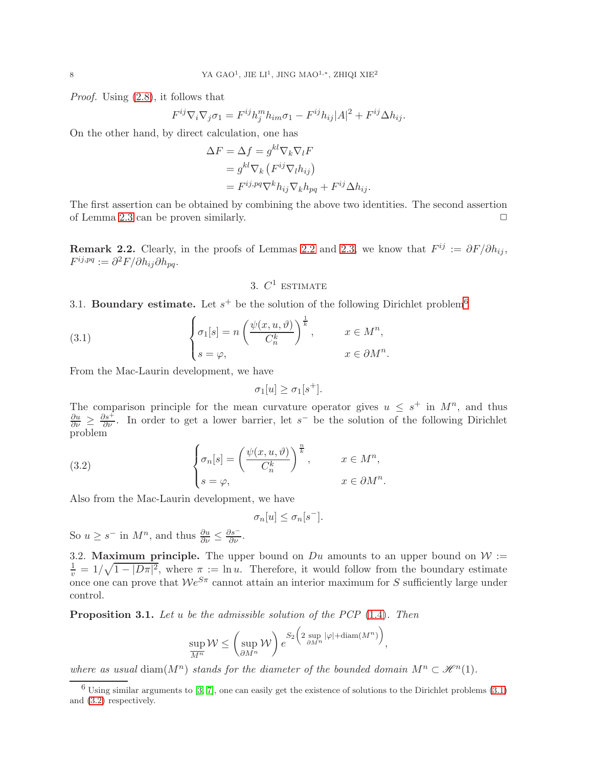*Proof.* Using (2.8), it follows that

$$F^{ij}\nabla_i\nabla_j\sigma_1 = F^{ij}h_j^m h_{im}\sigma_1 - F^{ij}h_{ij}|A|^2 + F^{ij}\Delta h_{ij}.$$

On the other hand, by direct calculation, one has

$$\begin{aligned}
\Delta F = \Delta f &= g^{kl}\nabla_k\nabla_l F \\
&= g^{kl}\nabla_k\left(F^{ij}\nabla_l h_{ij}\right) \\
&= F^{ij,pq}\nabla^k h_{ij}\nabla_k h_{pq} + F^{ij}\Delta h_{ij}.
\end{aligned}$$

The first assertion can be obtained by combining the above two identities. The second assertion of Lemma 2.3 can be proven similarly. □

**Remark 2.2.** Clearly, in the proofs of Lemmas 2.2 and 2.3, we know that $F^{ij} := \partial F/\partial h_{ij}$, $F^{ij,pq} := \partial^2 F/\partial h_{ij}\partial h_{pq}$.

## 3. $C^1$ estimate

3.1. **Boundary estimate.** Let $s^+$ be the solution of the following Dirichlet problem[6]

$$\begin{cases}
\sigma_1[s] = n\left(\dfrac{\psi(x,u,\vartheta)}{C_n^k}\right)^{\frac{1}{k}}, & x\in M^n,\\
s=\varphi, & x\in\partial M^n.
\end{cases} \tag{3.1}$$

From the Mac-Laurin development, we have

$$\sigma_1[u] \geq \sigma_1[s^+].$$

The comparison principle for the mean curvature operator gives $u \leq s^+$ in $M^n$, and thus $\frac{\partial u}{\partial\nu} \geq \frac{\partial s^+}{\partial\nu}$. In order to get a lower barrier, let $s^-$ be the solution of the following Dirichlet problem

$$\begin{cases}
\sigma_n[s] = \left(\dfrac{\psi(x,u,\vartheta)}{C_n^k}\right)^{\frac{n}{k}}, & x\in M^n,\\
s=\varphi, & x\in\partial M^n.
\end{cases} \tag{3.2}$$

Also from the Mac-Laurin development, we have

$$\sigma_n[u] \leq \sigma_n[s^-].$$

So $u \geq s^-$ in $M^n$, and thus $\frac{\partial u}{\partial\nu} \leq \frac{\partial s^-}{\partial\nu}$.

3.2. **Maximum principle.** The upper bound on $Du$ amounts to an upper bound on $\mathcal{W} := \frac{1}{v} = 1/\sqrt{1-|D\pi|^2}$, where $\pi := \ln u$. Therefore, it would follow from the boundary estimate once one can prove that $\mathcal{W}e^{S\pi}$ cannot attain an interior maximum for $S$ sufficiently large under control.

**Proposition 3.1.** *Let $u$ be the admissible solution of the PCP (1.4). Then*

$$\sup_{\overline{M^n}}\mathcal{W} \leq \left(\sup_{\partial M^n}\mathcal{W}\right)e^{S_2\left(2\sup\limits_{\partial M^n}|\varphi|+\mathrm{diam}(M^n)\right)},$$

*where as usual* $\mathrm{diam}(M^n)$ *stands for the diameter of the bounded domain $M^n \subset \mathscr{H}^n(1)$.*

[6] Using similar arguments to [3, 7], one can easily get the existence of solutions to the Dirichlet problems (3.1) and (3.2) respectively.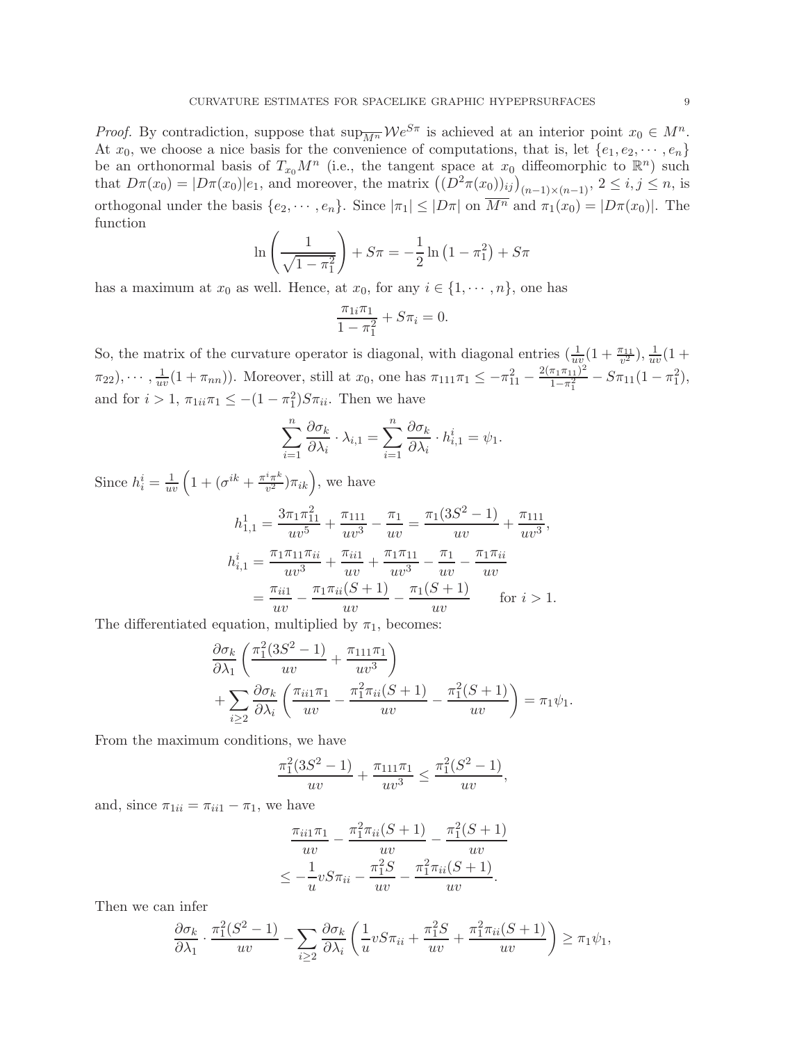*Proof.* By contradiction, suppose that $\sup_{\overline{M^n}} \mathcal{W}e^{S\pi}$ is achieved at an interior point $x_0 \in M^n$. At $x_0$, we choose a nice basis for the convenience of computations, that is, let $\{e_1, e_2, \cdots, e_n\}$ be an orthonormal basis of $T_{x_0}M^n$ (i.e., the tangent space at $x_0$ diffeomorphic to $\mathbb{R}^n$) such that $D\pi(x_0) = |D\pi(x_0)|e_1$, and moreover, the matrix $\left((D^2\pi(x_0))_{ij}\right)_{(n-1)\times(n-1)}$, $2 \le i, j \le n$, is orthogonal under the basis $\{e_2, \cdots, e_n\}$. Since $|\pi_1| \le |D\pi|$ on $\overline{M^n}$ and $\pi_1(x_0) = |D\pi(x_0)|$. The function

$$\ln\left(\frac{1}{\sqrt{1-\pi_1^2}}\right) + S\pi = -\frac{1}{2}\ln\left(1-\pi_1^2\right) + S\pi$$

has a maximum at $x_0$ as well. Hence, at $x_0$, for any $i \in \{1, \cdots, n\}$, one has

$$\frac{\pi_{1i}\pi_1}{1-\pi_1^2} + S\pi_i = 0.$$

So, the matrix of the curvature operator is diagonal, with diagonal entries $(\frac{1}{uv}(1+\frac{\pi_{11}}{v^2}), \frac{1}{uv}(1+\pi_{22}), \cdots, \frac{1}{uv}(1+\pi_{nn}))$. Moreover, still at $x_0$, one has $\pi_{111}\pi_1 \le -\pi_{11}^2 - \frac{2(\pi_1\pi_{11})^2}{1-\pi_1^2} - S\pi_{11}(1-\pi_1^2)$, and for $i > 1$, $\pi_{1ii}\pi_1 \le -(1-\pi_1^2)S\pi_{ii}$. Then we have

$$\sum_{i=1}^{n} \frac{\partial \sigma_k}{\partial \lambda_i} \cdot \lambda_{i,1} = \sum_{i=1}^{n} \frac{\partial \sigma_k}{\partial \lambda_i} \cdot h_{i,1}^{i} = \psi_1.$$

Since $h_i^i = \frac{1}{uv}\left(1 + (\sigma^{ik} + \frac{\pi^i\pi^k}{v^2})\pi_{ik}\right)$, we have

$$\begin{aligned}
h_{1,1}^1 &= \frac{3\pi_1\pi_{11}^2}{uv^5} + \frac{\pi_{111}}{uv^3} - \frac{\pi_1}{uv} = \frac{\pi_1(3S^2-1)}{uv} + \frac{\pi_{111}}{uv^3}, \\
h_{i,1}^i &= \frac{\pi_1\pi_{11}\pi_{ii}}{uv^3} + \frac{\pi_{ii1}}{uv} + \frac{\pi_1\pi_{11}}{uv^3} - \frac{\pi_1}{uv} - \frac{\pi_1\pi_{ii}}{uv} \\
&= \frac{\pi_{ii1}}{uv} - \frac{\pi_1\pi_{ii}(S+1)}{uv} - \frac{\pi_1(S+1)}{uv} \qquad \text{for } i > 1.
\end{aligned}$$

The differentiated equation, multiplied by $\pi_1$, becomes:

$$\begin{aligned}
&\frac{\partial \sigma_k}{\partial \lambda_1}\left(\frac{\pi_1^2(3S^2-1)}{uv} + \frac{\pi_{111}\pi_1}{uv^3}\right) \\
&+ \sum_{i\ge 2} \frac{\partial \sigma_k}{\partial \lambda_i}\left(\frac{\pi_{ii1}\pi_1}{uv} - \frac{\pi_1^2\pi_{ii}(S+1)}{uv} - \frac{\pi_1^2(S+1)}{uv}\right) = \pi_1\psi_1.
\end{aligned}$$

From the maximum conditions, we have

$$\frac{\pi_1^2(3S^2-1)}{uv} + \frac{\pi_{111}\pi_1}{uv^3} \le \frac{\pi_1^2(S^2-1)}{uv},$$

and, since $\pi_{1ii} = \pi_{ii1} - \pi_1$, we have

$$\begin{aligned}
&\frac{\pi_{ii1}\pi_1}{uv} - \frac{\pi_1^2\pi_{ii}(S+1)}{uv} - \frac{\pi_1^2(S+1)}{uv} \\
\le\ & -\frac{1}{u}vS\pi_{ii} - \frac{\pi_1^2 S}{uv} - \frac{\pi_1^2\pi_{ii}(S+1)}{uv}.
\end{aligned}$$

Then we can infer

$$\frac{\partial \sigma_k}{\partial \lambda_1} \cdot \frac{\pi_1^2(S^2-1)}{uv} - \sum_{i\ge 2} \frac{\partial \sigma_k}{\partial \lambda_i}\left(\frac{1}{u}vS\pi_{ii} + \frac{\pi_1^2 S}{uv} + \frac{\pi_1^2\pi_{ii}(S+1)}{uv}\right) \ge \pi_1\psi_1,$$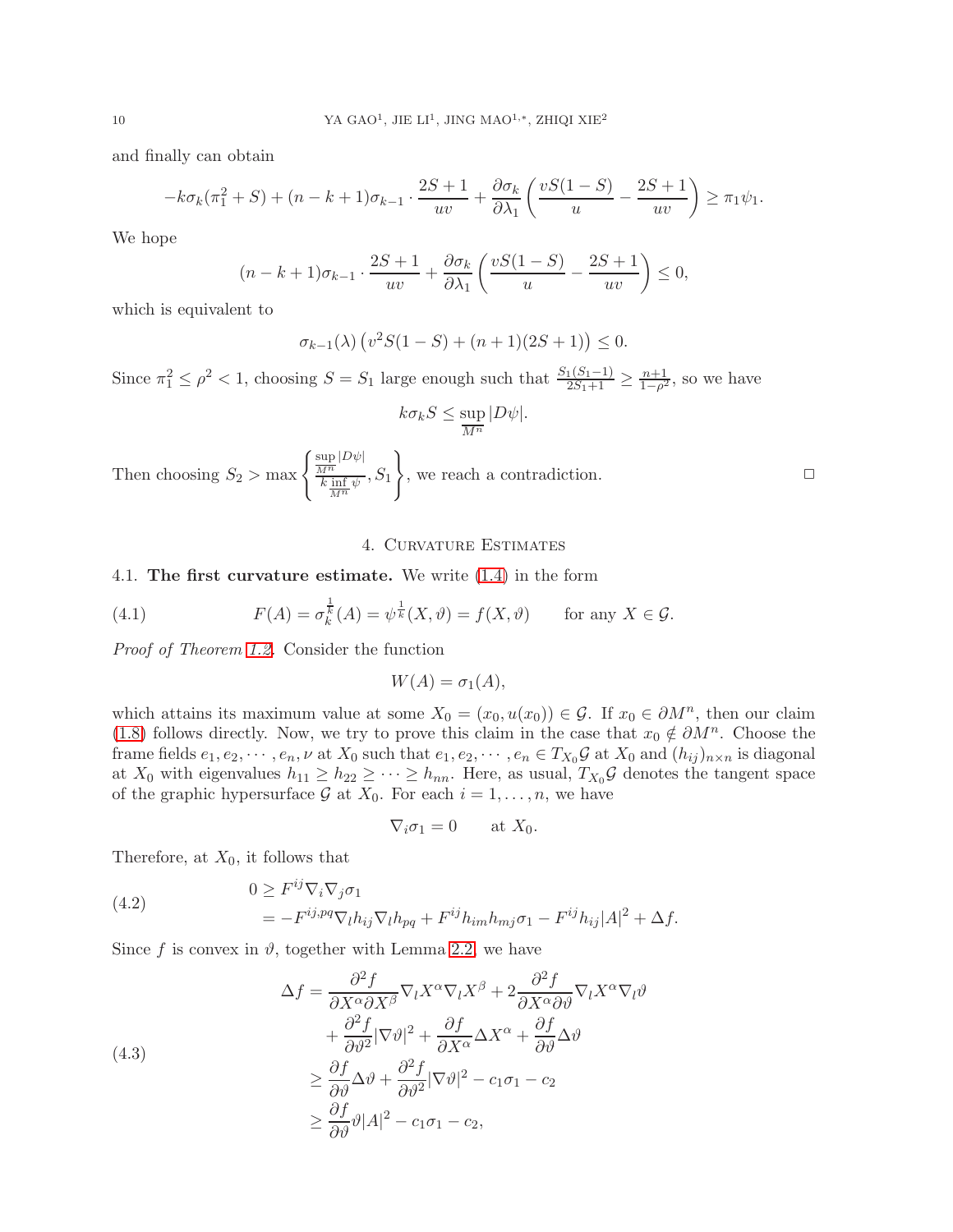and finally can obtain

$$-k\sigma_k(\pi_1^2 + S) + (n-k+1)\sigma_{k-1} \cdot \frac{2S+1}{uv} + \frac{\partial \sigma_k}{\partial \lambda_1}\left(\frac{vS(1-S)}{u} - \frac{2S+1}{uv}\right) \geq \pi_1 \psi_1.$$

We hope

$$(n-k+1)\sigma_{k-1} \cdot \frac{2S+1}{uv} + \frac{\partial \sigma_k}{\partial \lambda_1}\left(\frac{vS(1-S)}{u} - \frac{2S+1}{uv}\right) \leq 0,$$

which is equivalent to

$$\sigma_{k-1}(\lambda)\left(v^2 S(1-S) + (n+1)(2S+1)\right) \leq 0.$$

Since $\pi_1^2 \leq \rho^2 < 1$, choosing $S = S_1$ large enough such that $\frac{S_1(S_1-1)}{2S_1+1} \geq \frac{n+1}{1-\rho^2}$, so we have

$$k\sigma_k S \leq \sup_{\overline{M^n}} |D\psi|.$$

Then choosing $S_2 > \max\left\{\frac{\sup_{\overline{M^n}}|D\psi|}{k\inf_{\overline{M^n}}\psi}, S_1\right\}$, we reach a contradiction. □

## 4. Curvature Estimates

### 4.1. The first curvature estimate.

We write (1.4) in the form

$$F(A) = \sigma_k^{\frac{1}{k}}(A) = \psi^{\frac{1}{k}}(X, \vartheta) = f(X, \vartheta) \qquad \text{for any } X \in \mathcal{G}. \tag{4.1}$$

*Proof of Theorem 1.2.* Consider the function

$$W(A) = \sigma_1(A),$$

which attains its maximum value at some $X_0 = (x_0, u(x_0)) \in \mathcal{G}$. If $x_0 \in \partial M^n$, then our claim (1.8) follows directly. Now, we try to prove this claim in the case that $x_0 \notin \partial M^n$. Choose the frame fields $e_1, e_2, \cdots, e_n, \nu$ at $X_0$ such that $e_1, e_2, \cdots, e_n \in T_{X_0}\mathcal{G}$ at $X_0$ and $(h_{ij})_{n\times n}$ is diagonal at $X_0$ with eigenvalues $h_{11} \geq h_{22} \geq \cdots \geq h_{nn}$. Here, as usual, $T_{X_0}\mathcal{G}$ denotes the tangent space of the graphic hypersurface $\mathcal{G}$ at $X_0$. For each $i = 1, \ldots, n$, we have

$$\nabla_i \sigma_1 = 0 \qquad \text{at } X_0.$$

Therefore, at $X_0$, it follows that

$$\begin{aligned} 0 &\geq F^{ij}\nabla_i\nabla_j\sigma_1 \\ &= -F^{ij,pq}\nabla_l h_{ij}\nabla_l h_{pq} + F^{ij}h_{im}h_{mj}\sigma_1 - F^{ij}h_{ij}|A|^2 + \Delta f. \end{aligned} \tag{4.2}$$

Since $f$ is convex in $\vartheta$, together with Lemma 2.2, we have

$$\begin{aligned} \Delta f &= \frac{\partial^2 f}{\partial X^\alpha \partial X^\beta}\nabla_l X^\alpha \nabla_l X^\beta + 2\frac{\partial^2 f}{\partial X^\alpha \partial \vartheta}\nabla_l X^\alpha \nabla_l \vartheta \\ &\quad + \frac{\partial^2 f}{\partial \vartheta^2}|\nabla\vartheta|^2 + \frac{\partial f}{\partial X^\alpha}\Delta X^\alpha + \frac{\partial f}{\partial \vartheta}\Delta\vartheta \\ &\geq \frac{\partial f}{\partial \vartheta}\Delta\vartheta + \frac{\partial^2 f}{\partial \vartheta^2}|\nabla\vartheta|^2 - c_1\sigma_1 - c_2 \\ &\geq \frac{\partial f}{\partial \vartheta}\vartheta|A|^2 - c_1\sigma_1 - c_2, \end{aligned} \tag{4.3}$$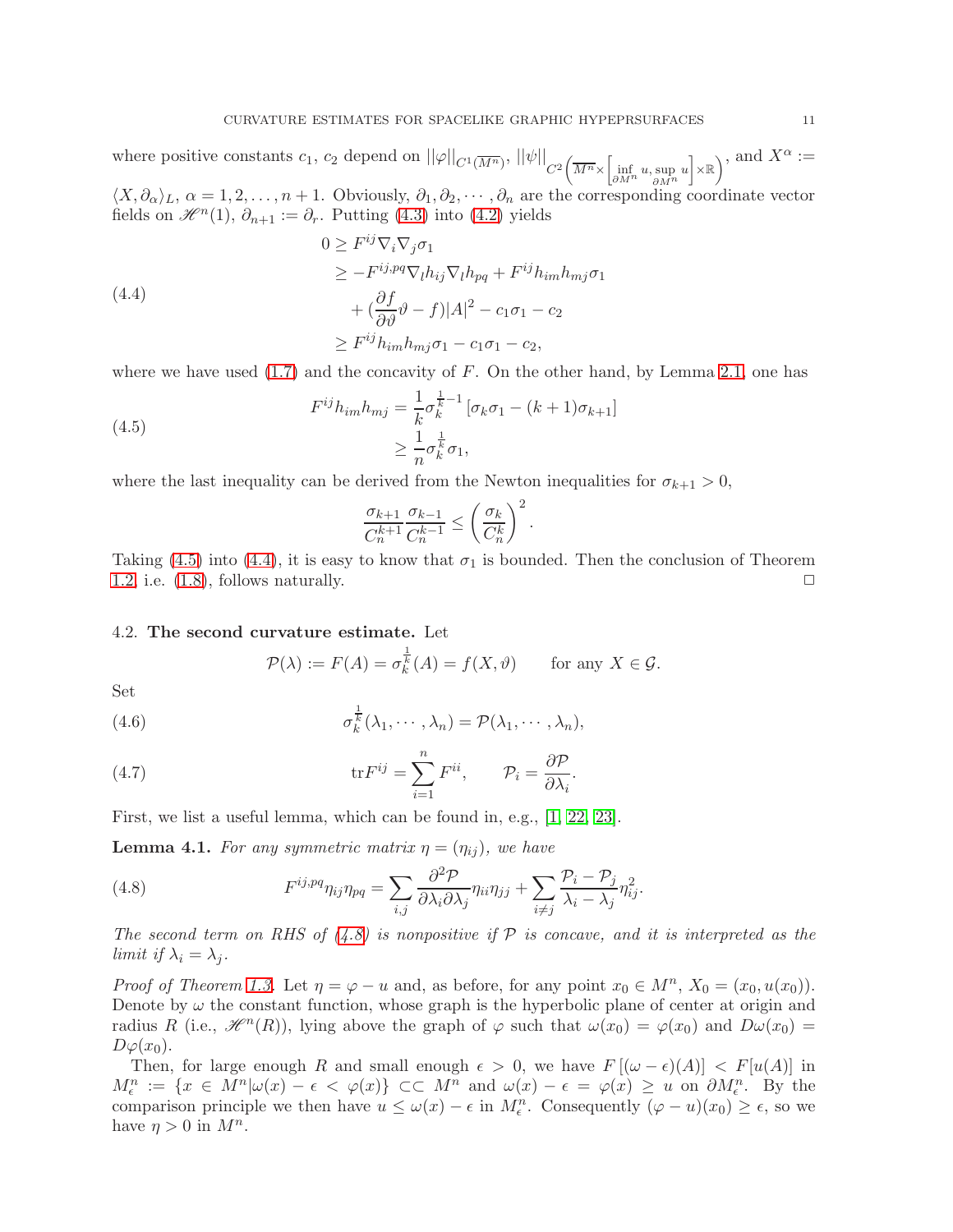where positive constants $c_1$, $c_2$ depend on $||\varphi||_{C^1(\overline{M^n})}$, $||\psi||_{C^2\left(\overline{M^n}\times\left[\inf\limits_{\partial M^n} u, \sup\limits_{\partial M^n} u\right]\times\mathbb{R}\right)}$, and $X^\alpha := \langle X, \partial_\alpha\rangle_L$, $\alpha = 1, 2, \ldots, n+1$. Obviously, $\partial_1, \partial_2, \cdots, \partial_n$ are the corresponding coordinate vector fields on $\mathscr{H}^n(1)$, $\partial_{n+1} := \partial_r$. Putting (4.3) into (4.2) yields

$$
\begin{aligned}
0 &\geq F^{ij}\nabla_i\nabla_j\sigma_1 \\
&\geq -F^{ij,pq}\nabla_l h_{ij}\nabla_l h_{pq} + F^{ij}h_{im}h_{mj}\sigma_1 \\
&\quad + (\frac{\partial f}{\partial \vartheta}\vartheta - f)|A|^2 - c_1\sigma_1 - c_2 \\
&\geq F^{ij}h_{im}h_{mj}\sigma_1 - c_1\sigma_1 - c_2,
\end{aligned}
\tag{4.4}
$$

where we have used (1.7) and the concavity of $F$. On the other hand, by Lemma 2.1, one has

$$
\begin{aligned}
F^{ij}h_{im}h_{mj} &= \frac{1}{k}\sigma_k^{\frac{1}{k}-1}\left[\sigma_k\sigma_1 - (k+1)\sigma_{k+1}\right] \\
&\geq \frac{1}{n}\sigma_k^{\frac{1}{k}}\sigma_1,
\end{aligned}
\tag{4.5}
$$

where the last inequality can be derived from the Newton inequalities for $\sigma_{k+1} > 0$,

$$
\frac{\sigma_{k+1}}{C_n^{k+1}}\frac{\sigma_{k-1}}{C_n^{k-1}} \leq \left(\frac{\sigma_k}{C_n^k}\right)^2.
$$

Taking (4.5) into (4.4), it is easy to know that $\sigma_1$ is bounded. Then the conclusion of Theorem 1.2, i.e. (1.8), follows naturally. $\square$

4.2. **The second curvature estimate.** Let

$$
\mathcal{P}(\lambda) := F(A) = \sigma_k^{\frac{1}{k}}(A) = f(X, \vartheta) \qquad \text{for any } X \in \mathcal{G}.
$$

Set

$$
\sigma_k^{\frac{1}{k}}(\lambda_1, \cdots, \lambda_n) = \mathcal{P}(\lambda_1, \cdots, \lambda_n),
\tag{4.6}
$$

$$
\mathrm{tr}F^{ij} = \sum_{i=1}^n F^{ii}, \qquad \mathcal{P}_i = \frac{\partial \mathcal{P}}{\partial \lambda_i}.
\tag{4.7}
$$

First, we list a useful lemma, which can be found in, e.g., [1, 22, 23].

**Lemma 4.1.** *For any symmetric matrix $\eta = (\eta_{ij})$, we have*

$$
F^{ij,pq}\eta_{ij}\eta_{pq} = \sum_{i,j}\frac{\partial^2\mathcal{P}}{\partial\lambda_i\partial\lambda_j}\eta_{ii}\eta_{jj} + \sum_{i\neq j}\frac{\mathcal{P}_i - \mathcal{P}_j}{\lambda_i - \lambda_j}\eta_{ij}^2.
\tag{4.8}
$$

*The second term on RHS of (4.8) is nonpositive if $\mathcal{P}$ is concave, and it is interpreted as the limit if $\lambda_i = \lambda_j$.*

*Proof of Theorem 1.3.* Let $\eta = \varphi - u$ and, as before, for any point $x_0 \in M^n$, $X_0 = (x_0, u(x_0))$. Denote by $\omega$ the constant function, whose graph is the hyperbolic plane of center at origin and radius $R$ (i.e., $\mathscr{H}^n(R)$), lying above the graph of $\varphi$ such that $\omega(x_0) = \varphi(x_0)$ and $D\omega(x_0) = D\varphi(x_0)$.

Then, for large enough $R$ and small enough $\epsilon > 0$, we have $F\left[(\omega - \epsilon)(A)\right] < F[u(A)]$ in $M_\epsilon^n := \{x \in M^n | \omega(x) - \epsilon < \varphi(x)\} \subset\subset M^n$ and $\omega(x) - \epsilon = \varphi(x) \geq u$ on $\partial M_\epsilon^n$. By the comparison principle we then have $u \leq \omega(x) - \epsilon$ in $M_\epsilon^n$. Consequently $(\varphi - u)(x_0) \geq \epsilon$, so we have $\eta > 0$ in $M^n$.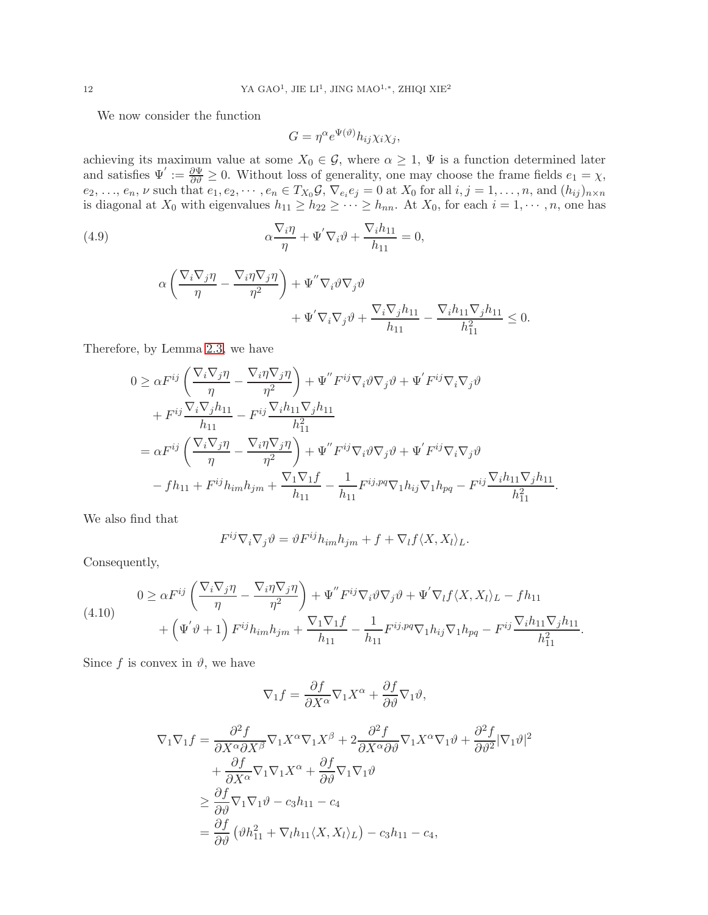We now consider the function

$$G = \eta^{\alpha} e^{\Psi(\vartheta)} h_{ij}\chi_i\chi_j,$$

achieving its maximum value at some $X_0 \in \mathcal{G}$, where $\alpha \geq 1$, $\Psi$ is a function determined later and satisfies $\Psi^{'} := \frac{\partial \Psi}{\partial \vartheta} \geq 0$. Without loss of generality, one may choose the frame fields $e_1 = \chi$, $e_2, \ldots, e_n, \nu$ such that $e_1, e_2, \cdots, e_n \in T_{X_0}\mathcal{G}$, $\nabla_{e_i} e_j = 0$ at $X_0$ for all $i, j = 1, \ldots, n$, and $(h_{ij})_{n\times n}$ is diagonal at $X_0$ with eigenvalues $h_{11} \geq h_{22} \geq \cdots \geq h_{nn}$. At $X_0$, for each $i = 1, \cdots, n$, one has

$$\alpha \frac{\nabla_i \eta}{\eta} + \Psi^{'} \nabla_i \vartheta + \frac{\nabla_i h_{11}}{h_{11}} = 0, \tag{4.9}$$

$$\alpha\left(\frac{\nabla_i\nabla_j\eta}{\eta} - \frac{\nabla_i\eta\nabla_j\eta}{\eta^2}\right) + \Psi^{''}\nabla_i\vartheta\nabla_j\vartheta + \Psi^{'}\nabla_i\nabla_j\vartheta + \frac{\nabla_i\nabla_j h_{11}}{h_{11}} - \frac{\nabla_i h_{11}\nabla_j h_{11}}{h_{11}^2} \leq 0.$$

Therefore, by Lemma 2.3, we have

$$\begin{aligned}
0 \geq\, & \alpha F^{ij}\left(\frac{\nabla_i\nabla_j\eta}{\eta} - \frac{\nabla_i\eta\nabla_j\eta}{\eta^2}\right) + \Psi^{''}F^{ij}\nabla_i\vartheta\nabla_j\vartheta + \Psi^{'}F^{ij}\nabla_i\nabla_j\vartheta \\
& + F^{ij}\frac{\nabla_i\nabla_j h_{11}}{h_{11}} - F^{ij}\frac{\nabla_i h_{11}\nabla_j h_{11}}{h_{11}^2} \\
=\, & \alpha F^{ij}\left(\frac{\nabla_i\nabla_j\eta}{\eta} - \frac{\nabla_i\eta\nabla_j\eta}{\eta^2}\right) + \Psi^{''}F^{ij}\nabla_i\vartheta\nabla_j\vartheta + \Psi^{'}F^{ij}\nabla_i\nabla_j\vartheta \\
& - f h_{11} + F^{ij}h_{im}h_{jm} + \frac{\nabla_1\nabla_1 f}{h_{11}} - \frac{1}{h_{11}}F^{ij,pq}\nabla_1 h_{ij}\nabla_1 h_{pq} - F^{ij}\frac{\nabla_i h_{11}\nabla_j h_{11}}{h_{11}^2}.
\end{aligned}$$

We also find that

$$F^{ij}\nabla_i\nabla_j\vartheta = \vartheta F^{ij}h_{im}h_{jm} + f + \nabla_l f\langle X, X_l\rangle_L.$$

Consequently,

$$\begin{aligned}
0 \geq\, & \alpha F^{ij}\left(\frac{\nabla_i\nabla_j\eta}{\eta} - \frac{\nabla_i\eta\nabla_j\eta}{\eta^2}\right) + \Psi^{''}F^{ij}\nabla_i\vartheta\nabla_j\vartheta + \Psi^{'}\nabla_l f\langle X, X_l\rangle_L - f h_{11} \\
& + \left(\Psi^{'}\vartheta + 1\right)F^{ij}h_{im}h_{jm} + \frac{\nabla_1\nabla_1 f}{h_{11}} - \frac{1}{h_{11}}F^{ij,pq}\nabla_1 h_{ij}\nabla_1 h_{pq} - F^{ij}\frac{\nabla_i h_{11}\nabla_j h_{11}}{h_{11}^2}.
\end{aligned} \tag{4.10}$$

Since $f$ is convex in $\vartheta$, we have

$$\nabla_1 f = \frac{\partial f}{\partial X^{\alpha}}\nabla_1 X^{\alpha} + \frac{\partial f}{\partial \vartheta}\nabla_1\vartheta,$$

$$\begin{aligned}
\nabla_1\nabla_1 f =\, & \frac{\partial^2 f}{\partial X^{\alpha}\partial X^{\beta}}\nabla_1 X^{\alpha}\nabla_1 X^{\beta} + 2\frac{\partial^2 f}{\partial X^{\alpha}\partial\vartheta}\nabla_1 X^{\alpha}\nabla_1\vartheta + \frac{\partial^2 f}{\partial\vartheta^2}|\nabla_1\vartheta|^2 \\
& + \frac{\partial f}{\partial X^{\alpha}}\nabla_1\nabla_1 X^{\alpha} + \frac{\partial f}{\partial\vartheta}\nabla_1\nabla_1\vartheta \\
\geq\, & \frac{\partial f}{\partial\vartheta}\nabla_1\nabla_1\vartheta - c_3 h_{11} - c_4 \\
=\, & \frac{\partial f}{\partial\vartheta}\left(\vartheta h_{11}^2 + \nabla_l h_{11}\langle X, X_l\rangle_L\right) - c_3 h_{11} - c_4,
\end{aligned}$$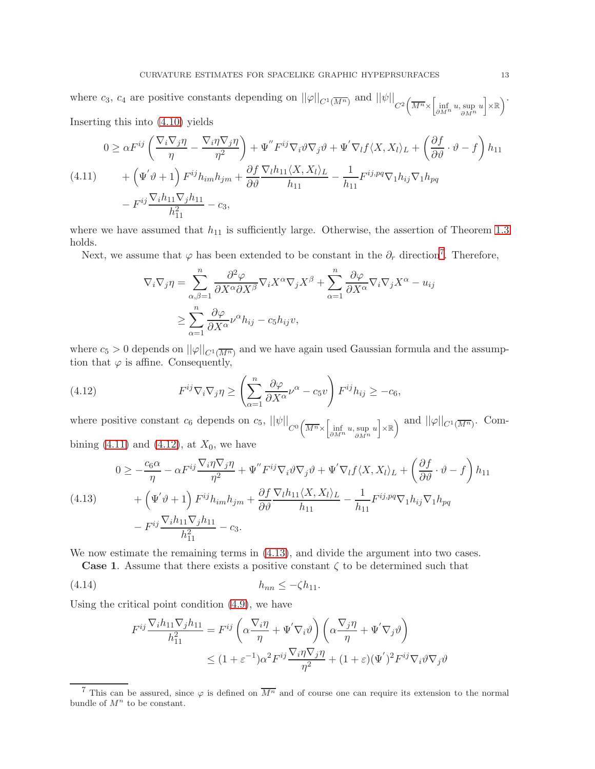where $c_3$, $c_4$ are positive constants depending on $||\varphi||_{C^1(\overline{M^n})}$ and $||\psi||_{C^2\left(\overline{M^n}\times\left[\inf_{\partial M^n} u, \sup_{\partial M^n} u\right]\times\mathbb{R}\right)}$. Inserting this into (4.10) yields

$$
\begin{aligned}
0 \geq\, & \alpha F^{ij}\left(\frac{\nabla_i\nabla_j\eta}{\eta} - \frac{\nabla_i\eta\nabla_j\eta}{\eta^2}\right) + \Psi^{''}F^{ij}\nabla_i\vartheta\nabla_j\vartheta + \Psi^{'}\nabla_l f\langle X, X_l\rangle_L + \left(\frac{\partial f}{\partial\vartheta}\cdot\vartheta - f\right)h_{11} \\
& + \left(\Psi^{'}\vartheta + 1\right)F^{ij}h_{im}h_{jm} + \frac{\partial f}{\partial\vartheta}\frac{\nabla_l h_{11}\langle X, X_l\rangle_L}{h_{11}} - \frac{1}{h_{11}}F^{ij,pq}\nabla_1 h_{ij}\nabla_1 h_{pq} \\
& - F^{ij}\frac{\nabla_i h_{11}\nabla_j h_{11}}{h_{11}^2} - c_3,
\end{aligned}
\tag{4.11}
$$

where we have assumed that $h_{11}$ is sufficiently large. Otherwise, the assertion of Theorem 1.3 holds.

Next, we assume that $\varphi$ has been extended to be constant in the $\partial_r$ direction[7]. Therefore,

$$
\begin{aligned}
\nabla_i\nabla_j\eta &= \sum_{\alpha,\beta=1}^{n}\frac{\partial^2\varphi}{\partial X^\alpha\partial X^\beta}\nabla_i X^\alpha\nabla_j X^\beta + \sum_{\alpha=1}^{n}\frac{\partial\varphi}{\partial X^\alpha}\nabla_i\nabla_j X^\alpha - u_{ij} \\
&\geq \sum_{\alpha=1}^{n}\frac{\partial\varphi}{\partial X^\alpha}\nu^\alpha h_{ij} - c_5 h_{ij} v,
\end{aligned}
$$

where $c_5 > 0$ depends on $||\varphi||_{C^1(\overline{M^n})}$ and we have again used Gaussian formula and the assumption that $\varphi$ is affine. Consequently,

$$
F^{ij}\nabla_i\nabla_j\eta \geq \left(\sum_{\alpha=1}^{n}\frac{\partial\varphi}{\partial X^\alpha}\nu^\alpha - c_5 v\right)F^{ij}h_{ij} \geq -c_6,
\tag{4.12}
$$

where positive constant $c_6$ depends on $c_5$, $||\psi||_{C^0\left(\overline{M^n}\times\left[\inf_{\partial M^n} u, \sup_{\partial M^n} u\right]\times\mathbb{R}\right)}$ and $||\varphi||_{C^1(\overline{M^n})}$. Combining (4.11) and (4.12), at $X_0$, we have

$$
\begin{aligned}
0 \geq\, & -\frac{c_6\alpha}{\eta} - \alpha F^{ij}\frac{\nabla_i\eta\nabla_j\eta}{\eta^2} + \Psi^{''}F^{ij}\nabla_i\vartheta\nabla_j\vartheta + \Psi^{'}\nabla_l f\langle X, X_l\rangle_L + \left(\frac{\partial f}{\partial\vartheta}\cdot\vartheta - f\right)h_{11} \\
& + \left(\Psi^{'}\vartheta + 1\right)F^{ij}h_{im}h_{jm} + \frac{\partial f}{\partial\vartheta}\frac{\nabla_l h_{11}\langle X, X_l\rangle_L}{h_{11}} - \frac{1}{h_{11}}F^{ij,pq}\nabla_1 h_{ij}\nabla_1 h_{pq} \\
& - F^{ij}\frac{\nabla_i h_{11}\nabla_j h_{11}}{h_{11}^2} - c_3.
\end{aligned}
\tag{4.13}
$$

We now estimate the remaining terms in (4.13), and divide the argument into two cases.

**Case 1**. Assume that there exists a positive constant $\zeta$ to be determined such that

$$
h_{nn} \leq -\zeta h_{11}.
\tag{4.14}
$$

Using the critical point condition (4.9), we have

$$
\begin{aligned}
F^{ij}\frac{\nabla_i h_{11}\nabla_j h_{11}}{h_{11}^2} &= F^{ij}\left(\alpha\frac{\nabla_i\eta}{\eta} + \Psi^{'}\nabla_i\vartheta\right)\left(\alpha\frac{\nabla_j\eta}{\eta} + \Psi^{'}\nabla_j\vartheta\right) \\
&\leq (1+\varepsilon^{-1})\alpha^2 F^{ij}\frac{\nabla_i\eta\nabla_j\eta}{\eta^2} + (1+\varepsilon)(\Psi^{'})^2 F^{ij}\nabla_i\vartheta\nabla_j\vartheta
\end{aligned}
$$

---

[7] This can be assured, since $\varphi$ is defined on $\overline{M^n}$ and of course one can require its extension to the normal bundle of $M^n$ to be constant.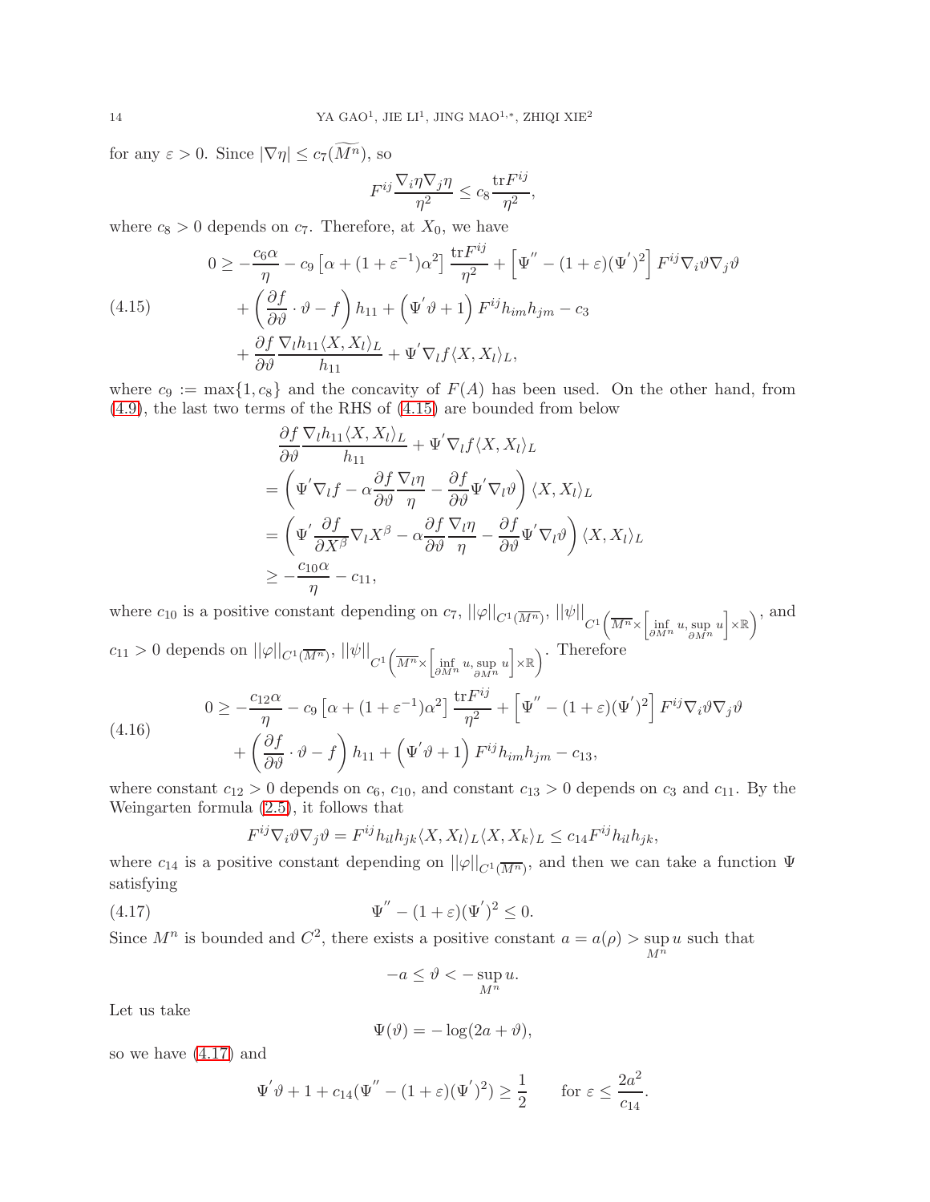for any $\varepsilon > 0$. Since $|\nabla \eta| \leq c_7(\widetilde{M^n})$, so

$$F^{ij}\frac{\nabla_i \eta \nabla_j \eta}{\eta^2} \leq c_8 \frac{\mathrm{tr} F^{ij}}{\eta^2},$$

where $c_8 > 0$ depends on $c_7$. Therefore, at $X_0$, we have

$$\begin{aligned} 0 \geq & -\frac{c_6 \alpha}{\eta} - c_9\left[\alpha + (1+\varepsilon^{-1})\alpha^2\right]\frac{\mathrm{tr}F^{ij}}{\eta^2} + \left[\Psi^{''} - (1+\varepsilon)(\Psi^{'})^2\right] F^{ij}\nabla_i \vartheta \nabla_j \vartheta \\ & + \left(\frac{\partial f}{\partial \vartheta}\cdot \vartheta - f\right) h_{11} + \left(\Psi^{'}\vartheta + 1\right) F^{ij} h_{im} h_{jm} - c_3 \\ & + \frac{\partial f}{\partial \vartheta}\frac{\nabla_l h_{11}\langle X, X_l\rangle_L}{h_{11}} + \Psi^{'}\nabla_l f \langle X, X_l\rangle_L, \end{aligned} \tag{4.15}$$

where $c_9 := \max\{1, c_8\}$ and the concavity of $F(A)$ has been used. On the other hand, from (4.9), the last two terms of the RHS of (4.15) are bounded from below

$$\begin{aligned} & \frac{\partial f}{\partial \vartheta}\frac{\nabla_l h_{11}\langle X, X_l\rangle_L}{h_{11}} + \Psi^{'}\nabla_l f\langle X, X_l\rangle_L \\ = & \left(\Psi^{'}\nabla_l f - \alpha\frac{\partial f}{\partial \vartheta}\frac{\nabla_l \eta}{\eta} - \frac{\partial f}{\partial \vartheta}\Psi^{'}\nabla_l \vartheta\right)\langle X, X_l\rangle_L \\ = & \left(\Psi^{'}\frac{\partial f}{\partial X^{\beta}}\nabla_l X^{\beta} - \alpha\frac{\partial f}{\partial \vartheta}\frac{\nabla_l \eta}{\eta} - \frac{\partial f}{\partial \vartheta}\Psi^{'}\nabla_l \vartheta\right)\langle X, X_l\rangle_L \\ \geq & -\frac{c_{10}\alpha}{\eta} - c_{11}, \end{aligned}$$

where $c_{10}$ is a positive constant depending on $c_7$, $||\varphi||_{C^1(\overline{M^n})}$, $||\psi||_{C^1\left(\overline{M^n}\times\left[\inf_{\partial M^n} u, \sup_{\partial M^n} u\right]\times\mathbb{R}\right)}$, and $c_{11} > 0$ depends on $||\varphi||_{C^1(\overline{M^n})}$, $||\psi||_{C^1\left(\overline{M^n}\times\left[\inf_{\partial M^n} u, \sup_{\partial M^n} u\right]\times\mathbb{R}\right)}$. Therefore

$$\begin{aligned} 0 \geq & -\frac{c_{12}\alpha}{\eta} - c_9\left[\alpha + (1+\varepsilon^{-1})\alpha^2\right]\frac{\mathrm{tr}F^{ij}}{\eta^2} + \left[\Psi^{''} - (1+\varepsilon)(\Psi^{'})^2\right] F^{ij}\nabla_i \vartheta \nabla_j \vartheta \\ & + \left(\frac{\partial f}{\partial \vartheta}\cdot \vartheta - f\right) h_{11} + \left(\Psi^{'}\vartheta + 1\right) F^{ij} h_{im} h_{jm} - c_{13}, \end{aligned} \tag{4.16}$$

where constant $c_{12} > 0$ depends on $c_6$, $c_{10}$, and constant $c_{13} > 0$ depends on $c_3$ and $c_{11}$. By the Weingarten formula (2.5), it follows that

$$F^{ij}\nabla_i \vartheta \nabla_j \vartheta = F^{ij} h_{il} h_{jk}\langle X, X_l\rangle_L \langle X, X_k\rangle_L \leq c_{14} F^{ij} h_{il} h_{jk},$$

where $c_{14}$ is a positive constant depending on $||\varphi||_{C^1(\overline{M^n})}$, and then we can take a function $\Psi$ satisfying

$$\Psi^{''} - (1+\varepsilon)(\Psi^{'})^2 \leq 0. \tag{4.17}$$

Since $M^n$ is bounded and $C^2$, there exists a positive constant $a = a(\rho) > \sup_{M^n} u$ such that

$$-a \leq \vartheta < -\sup_{M^n} u.$$

Let us take

$$\Psi(\vartheta) = -\log(2a + \vartheta),$$

so we have (4.17) and

$$\Psi^{'}\vartheta + 1 + c_{14}(\Psi^{''} - (1+\varepsilon)(\Psi^{'})^2) \geq \frac{1}{2} \qquad \text{for } \varepsilon \leq \frac{2a^2}{c_{14}}.$$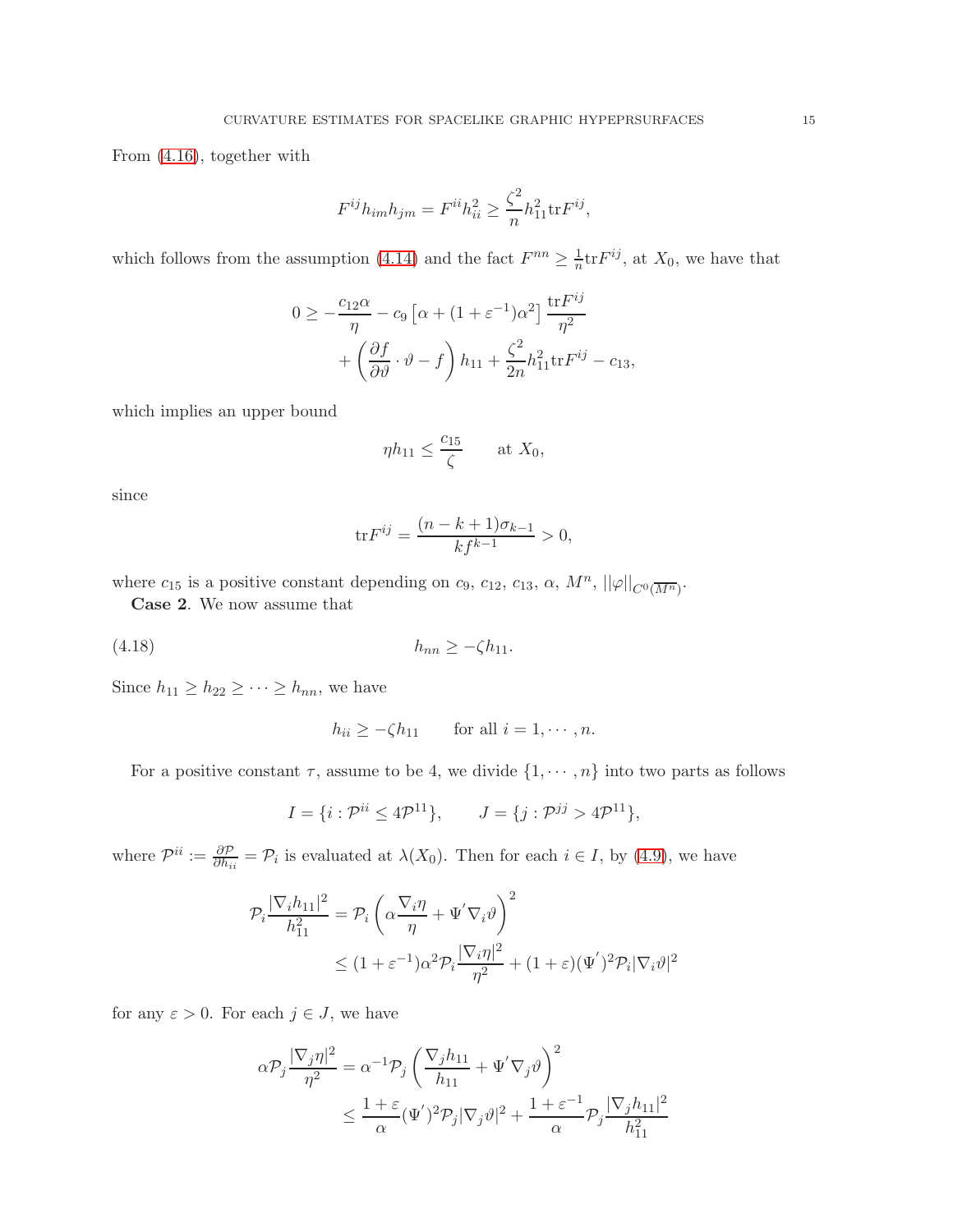From (4.16), together with

$$F^{ij}h_{im}h_{jm} = F^{ii}h_{ii}^2 \geq \frac{\zeta^2}{n} h_{11}^2 \mathrm{tr} F^{ij},$$

which follows from the assumption (4.14) and the fact $F^{nn} \geq \frac{1}{n}\mathrm{tr}F^{ij}$, at $X_0$, we have that

$$\begin{aligned}
0 \geq & -\frac{c_{12}\alpha}{\eta} - c_9\left[\alpha + (1+\varepsilon^{-1})\alpha^2\right]\frac{\mathrm{tr}F^{ij}}{\eta^2} \\
& + \left(\frac{\partial f}{\partial \vartheta}\cdot\vartheta - f\right)h_{11} + \frac{\zeta^2}{2n}h_{11}^2\mathrm{tr}F^{ij} - c_{13},
\end{aligned}$$

which implies an upper bound

$$\eta h_{11} \leq \frac{c_{15}}{\zeta} \qquad \text{at } X_0,$$

since

$$\mathrm{tr}F^{ij} = \frac{(n-k+1)\sigma_{k-1}}{kf^{k-1}} > 0,$$

where $c_{15}$ is a positive constant depending on $c_9$, $c_{12}$, $c_{13}$, $\alpha$, $M^n$, $||\varphi||_{C^0(\overline{M^n})}$.

**Case 2**. We now assume that

$$h_{nn} \geq -\zeta h_{11}. \tag{4.18}$$

Since $h_{11} \geq h_{22} \geq \cdots \geq h_{nn}$, we have

$$h_{ii} \geq -\zeta h_{11} \qquad \text{for all } i = 1, \cdots, n.$$

For a positive constant $\tau$, assume to be 4, we divide $\{1, \cdots, n\}$ into two parts as follows

$$I = \{i : \mathcal{P}^{ii} \leq 4\mathcal{P}^{11}\}, \qquad J = \{j : \mathcal{P}^{jj} > 4\mathcal{P}^{11}\},$$

where $\mathcal{P}^{ii} := \frac{\partial \mathcal{P}}{\partial h_{ii}} = \mathcal{P}_i$ is evaluated at $\lambda(X_0)$. Then for each $i \in I$, by (4.9), we have

$$\begin{aligned}
\mathcal{P}_i \frac{|\nabla_i h_{11}|^2}{h_{11}^2} &= \mathcal{P}_i\left(\alpha\frac{\nabla_i \eta}{\eta} + \Psi'\nabla_i\vartheta\right)^2 \\
&\leq (1+\varepsilon^{-1})\alpha^2\mathcal{P}_i\frac{|\nabla_i\eta|^2}{\eta^2} + (1+\varepsilon)(\Psi')^2\mathcal{P}_i|\nabla_i\vartheta|^2
\end{aligned}$$

for any $\varepsilon > 0$. For each $j \in J$, we have

$$\begin{aligned}
\alpha\mathcal{P}_j\frac{|\nabla_j\eta|^2}{\eta^2} &= \alpha^{-1}\mathcal{P}_j\left(\frac{\nabla_j h_{11}}{h_{11}} + \Psi'\nabla_j\vartheta\right)^2 \\
&\leq \frac{1+\varepsilon}{\alpha}(\Psi')^2\mathcal{P}_j|\nabla_j\vartheta|^2 + \frac{1+\varepsilon^{-1}}{\alpha}\mathcal{P}_j\frac{|\nabla_j h_{11}|^2}{h_{11}^2}
\end{aligned}$$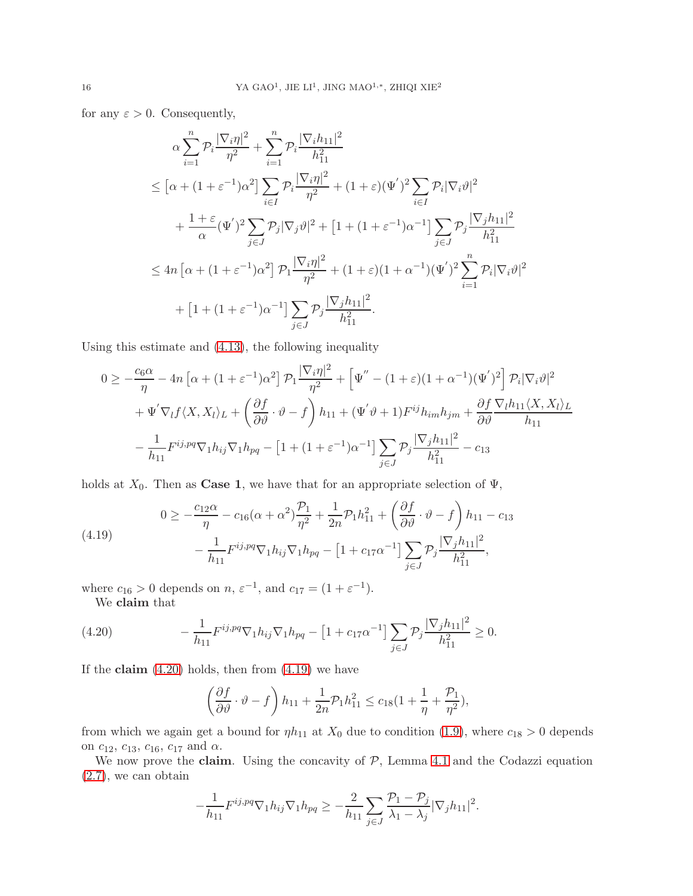for any $\varepsilon > 0$. Consequently,

$$
\begin{aligned}
&\alpha \sum_{i=1}^{n} \mathcal{P}_i \frac{|\nabla_i \eta|^2}{\eta^2} + \sum_{i=1}^{n} \mathcal{P}_i \frac{|\nabla_i h_{11}|^2}{h_{11}^2} \\
&\leq \left[\alpha + (1+\varepsilon^{-1})\alpha^2\right] \sum_{i\in I} \mathcal{P}_i \frac{|\nabla_i \eta|^2}{\eta^2} + (1+\varepsilon)(\Psi^{'})^2 \sum_{i\in I} \mathcal{P}_i |\nabla_i \vartheta|^2 \\
&\quad + \frac{1+\varepsilon}{\alpha}(\Psi^{'})^2 \sum_{j\in J} \mathcal{P}_j |\nabla_j \vartheta|^2 + \left[1 + (1+\varepsilon^{-1})\alpha^{-1}\right] \sum_{j\in J} \mathcal{P}_j \frac{|\nabla_j h_{11}|^2}{h_{11}^2} \\
&\leq 4n\left[\alpha + (1+\varepsilon^{-1})\alpha^2\right] \mathcal{P}_1 \frac{|\nabla_i \eta|^2}{\eta^2} + (1+\varepsilon)(1+\alpha^{-1})(\Psi^{'})^2 \sum_{i=1}^{n} \mathcal{P}_i |\nabla_i \vartheta|^2 \\
&\quad + \left[1 + (1+\varepsilon^{-1})\alpha^{-1}\right] \sum_{j\in J} \mathcal{P}_j \frac{|\nabla_j h_{11}|^2}{h_{11}^2}.
\end{aligned}
$$

Using this estimate and (4.13), the following inequality

$$
\begin{aligned}
0 \geq & -\frac{c_6 \alpha}{\eta} - 4n\left[\alpha + (1+\varepsilon^{-1})\alpha^2\right] \mathcal{P}_1 \frac{|\nabla_i \eta|^2}{\eta^2} + \left[\Psi^{''} - (1+\varepsilon)(1+\alpha^{-1})(\Psi^{'})^2\right] \mathcal{P}_i |\nabla_i \vartheta|^2 \\
& + \Psi^{'} \nabla_l f \langle X, X_l\rangle_L + \left(\frac{\partial f}{\partial \vartheta}\cdot \vartheta - f\right) h_{11} + (\Psi^{'}\vartheta + 1) F^{ij} h_{im} h_{jm} + \frac{\partial f}{\partial \vartheta} \frac{\nabla_l h_{11} \langle X, X_l\rangle_L}{h_{11}} \\
& - \frac{1}{h_{11}} F^{ij,pq} \nabla_1 h_{ij} \nabla_1 h_{pq} - \left[1 + (1+\varepsilon^{-1})\alpha^{-1}\right] \sum_{j\in J} \mathcal{P}_j \frac{|\nabla_j h_{11}|^2}{h_{11}^2} - c_{13}
\end{aligned}
$$

holds at $X_0$. Then as **Case 1**, we have that for an appropriate selection of $\Psi$,

$$
\begin{aligned}
0 \geq & -\frac{c_{12}\alpha}{\eta} - c_{16}(\alpha + \alpha^2)\frac{\mathcal{P}_1}{\eta^2} + \frac{1}{2n}\mathcal{P}_1 h_{11}^2 + \left(\frac{\partial f}{\partial \vartheta}\cdot \vartheta - f\right) h_{11} - c_{13} \\
& - \frac{1}{h_{11}} F^{ij,pq} \nabla_1 h_{ij} \nabla_1 h_{pq} - \left[1 + c_{17}\alpha^{-1}\right] \sum_{j\in J} \mathcal{P}_j \frac{|\nabla_j h_{11}|^2}{h_{11}^2},
\end{aligned}
\tag{4.19}
$$

where $c_{16} > 0$ depends on $n$, $\varepsilon^{-1}$, and $c_{17} = (1+\varepsilon^{-1})$.

We **claim** that

$$
-\frac{1}{h_{11}} F^{ij,pq} \nabla_1 h_{ij} \nabla_1 h_{pq} - \left[1 + c_{17}\alpha^{-1}\right] \sum_{j\in J} \mathcal{P}_j \frac{|\nabla_j h_{11}|^2}{h_{11}^2} \geq 0. \tag{4.20}
$$

If the **claim** (4.20) holds, then from (4.19) we have

$$
\left(\frac{\partial f}{\partial \vartheta}\cdot \vartheta - f\right) h_{11} + \frac{1}{2n}\mathcal{P}_1 h_{11}^2 \leq c_{18}\left(1 + \frac{1}{\eta} + \frac{\mathcal{P}_1}{\eta^2}\right),
$$

from which we again get a bound for $\eta h_{11}$ at $X_0$ due to condition (1.9), where $c_{18} > 0$ depends on $c_{12}$, $c_{13}$, $c_{16}$, $c_{17}$ and $\alpha$.

We now prove the **claim**. Using the concavity of $\mathcal{P}$, Lemma 4.1 and the Codazzi equation (2.7), we can obtain

$$
-\frac{1}{h_{11}} F^{ij,pq} \nabla_1 h_{ij} \nabla_1 h_{pq} \geq -\frac{2}{h_{11}} \sum_{j\in J} \frac{\mathcal{P}_1 - \mathcal{P}_j}{\lambda_1 - \lambda_j} |\nabla_j h_{11}|^2.
$$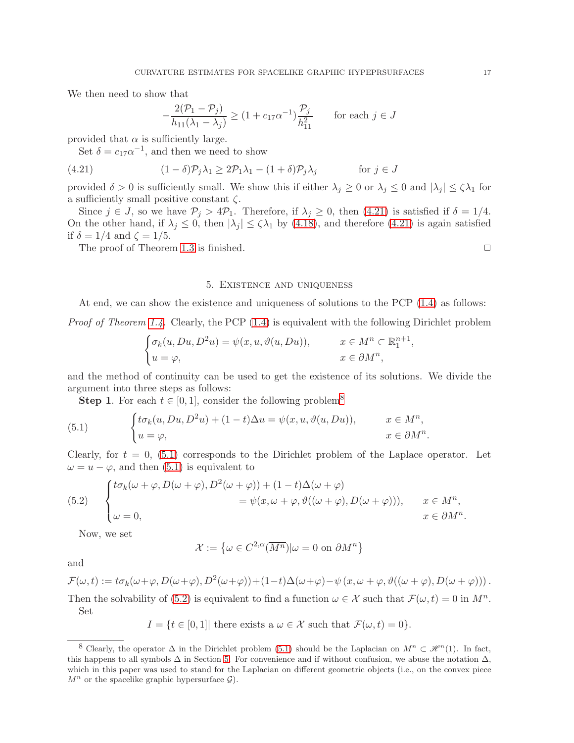We then need to show that

$$-\frac{2(\mathcal{P}_1-\mathcal{P}_j)}{h_{11}(\lambda_1-\lambda_j)} \geq (1+c_{17}\alpha^{-1})\frac{\mathcal{P}_j}{h_{11}^2} \qquad \text{for each } j\in J$$

provided that $\alpha$ is sufficiently large.

Set $\delta = c_{17}\alpha^{-1}$, and then we need to show

$$(1-\delta)\mathcal{P}_j\lambda_1 \geq 2\mathcal{P}_1\lambda_1 - (1+\delta)\mathcal{P}_j\lambda_j \qquad \text{for } j\in J \tag{4.21}$$

provided $\delta>0$ is sufficiently small. We show this if either $\lambda_j\geq 0$ or $\lambda_j\leq 0$ and $|\lambda_j|\leq \zeta\lambda_1$ for a sufficiently small positive constant $\zeta$.

Since $j\in J$, so we have $\mathcal{P}_j > 4\mathcal{P}_1$. Therefore, if $\lambda_j\geq 0$, then (4.21) is satisfied if $\delta=1/4$. On the other hand, if $\lambda_j\leq 0$, then $|\lambda_j|\leq\zeta\lambda_1$ by (4.18), and therefore (4.21) is again satisfied if $\delta=1/4$ and $\zeta=1/5$.

The proof of Theorem 1.3 is finished. □

## 5. Existence and uniqueness

At end, we can show the existence and uniqueness of solutions to the PCP (1.4) as follows:

*Proof of Theorem 1.4.* Clearly, the PCP (1.4) is equivalent with the following Dirichlet problem

$$\begin{cases} \sigma_k(u,Du,D^2u) = \psi(x,u,\vartheta(u,Du)), & x\in M^n\subset\mathbb{R}^{n+1}_1,\\ u=\varphi, & x\in\partial M^n, \end{cases}$$

and the method of continuity can be used to get the existence of its solutions. We divide the argument into three steps as follows:

**Step 1**. For each $t\in[0,1]$, consider the following problem[8]

$$\begin{cases} t\sigma_k(u,Du,D^2u)+(1-t)\Delta u = \psi(x,u,\vartheta(u,Du)), & x\in M^n,\\ u=\varphi, & x\in\partial M^n. \end{cases} \tag{5.1}$$

Clearly, for $t=0$, (5.1) corresponds to the Dirichlet problem of the Laplace operator. Let $\omega = u-\varphi$, and then (5.1) is equivalent to

$$\begin{cases} t\sigma_k(\omega+\varphi, D(\omega+\varphi), D^2(\omega+\varphi)) + (1-t)\Delta(\omega+\varphi) \\ \qquad\qquad = \psi(x,\omega+\varphi,\vartheta((\omega+\varphi),D(\omega+\varphi))), & x\in M^n,\\ \omega=0, & x\in\partial M^n. \end{cases} \tag{5.2}$$

Now, we set

$$\mathcal{X} := \left\{\omega\in C^{2,\alpha}(\overline{M^n}) | \omega=0 \text{ on } \partial M^n\right\}$$

and

$$\mathcal{F}(\omega,t) := t\sigma_k(\omega+\varphi,D(\omega+\varphi),D^2(\omega+\varphi))+(1-t)\Delta(\omega+\varphi)-\psi\left(x,\omega+\varphi,\vartheta((\omega+\varphi),D(\omega+\varphi))\right).$$

Then the solvability of (5.2) is equivalent to find a function $\omega\in\mathcal{X}$ such that $\mathcal{F}(\omega,t)=0$ in $M^n$.

Set

$$I = \{t\in[0,1] |\text{ there exists a } \omega\in\mathcal{X} \text{ such that } \mathcal{F}(\omega,t)=0\}.$$

---

[8] Clearly, the operator $\Delta$ in the Dirichlet problem (5.1) should be the Laplacian on $M^n\subset\mathscr{H}^n(1)$. In fact, this happens to all symbols $\Delta$ in Section 5. For convenience and if without confusion, we abuse the notation $\Delta$, which in this paper was used to stand for the Laplacian on different geometric objects (i.e., on the convex piece $M^n$ or the spacelike graphic hypersurface $\mathcal{G}$).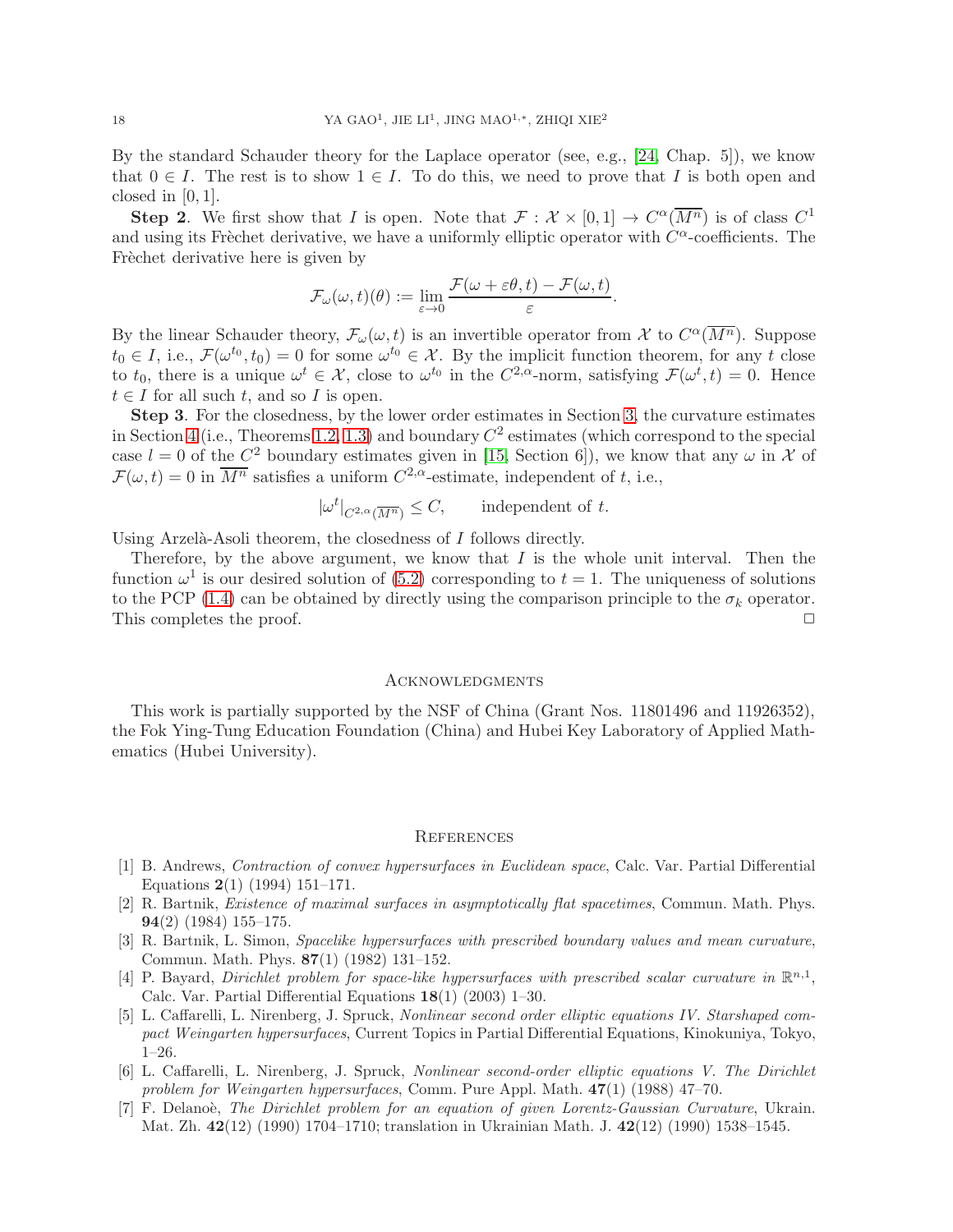By the standard Schauder theory for the Laplace operator (see, e.g., [24, Chap. 5]), we know that $0 \in I$. The rest is to show $1 \in I$. To do this, we need to prove that $I$ is both open and closed in $[0,1]$.

**Step 2**. We first show that $I$ is open. Note that $\mathcal{F} : \mathcal{X} \times [0,1] \to C^{\alpha}(\overline{M^n})$ is of class $C^1$ and using its Frèchet derivative, we have a uniformly elliptic operator with $C^{\alpha}$-coefficients. The Frèchet derivative here is given by

$$\mathcal{F}_{\omega}(\omega, t)(\theta) := \lim_{\varepsilon \to 0} \frac{\mathcal{F}(\omega + \varepsilon\theta, t) - \mathcal{F}(\omega, t)}{\varepsilon}.$$

By the linear Schauder theory, $\mathcal{F}_{\omega}(\omega, t)$ is an invertible operator from $\mathcal{X}$ to $C^{\alpha}(\overline{M^n})$. Suppose $t_0 \in I$, i.e., $\mathcal{F}(\omega^{t_0}, t_0) = 0$ for some $\omega^{t_0} \in \mathcal{X}$. By the implicit function theorem, for any $t$ close to $t_0$, there is a unique $\omega^t \in \mathcal{X}$, close to $\omega^{t_0}$ in the $C^{2,\alpha}$-norm, satisfying $\mathcal{F}(\omega^t, t) = 0$. Hence $t \in I$ for all such $t$, and so $I$ is open.

**Step 3**. For the closedness, by the lower order estimates in Section 3, the curvature estimates in Section 4 (i.e., Theorems 1.2, 1.3) and boundary $C^2$ estimates (which correspond to the special case $l = 0$ of the $C^2$ boundary estimates given in [15, Section 6]), we know that any $\omega$ in $\mathcal{X}$ of $\mathcal{F}(\omega, t) = 0$ in $\overline{M^n}$ satisfies a uniform $C^{2,\alpha}$-estimate, independent of $t$, i.e.,

$$|\omega^t|_{C^{2,\alpha}(\overline{M^n})} \leq C, \qquad \text{independent of } t.$$

Using Arzelà-Asoli theorem, the closedness of $I$ follows directly.

Therefore, by the above argument, we know that $I$ is the whole unit interval. Then the function $\omega^1$ is our desired solution of (5.2) corresponding to $t = 1$. The uniqueness of solutions to the PCP (1.4) can be obtained by directly using the comparison principle to the $\sigma_k$ operator. This completes the proof. $\square$

## Acknowledgments

This work is partially supported by the NSF of China (Grant Nos. 11801496 and 11926352), the Fok Ying-Tung Education Foundation (China) and Hubei Key Laboratory of Applied Mathematics (Hubei University).

## References

[1] B. Andrews, *Contraction of convex hypersurfaces in Euclidean space*, Calc. Var. Partial Differential Equations **2**(1) (1994) 151–171.

[2] R. Bartnik, *Existence of maximal surfaces in asymptotically flat spacetimes*, Commun. Math. Phys. **94**(2) (1984) 155–175.

[3] R. Bartnik, L. Simon, *Spacelike hypersurfaces with prescribed boundary values and mean curvature*, Commun. Math. Phys. **87**(1) (1982) 131–152.

[4] P. Bayard, *Dirichlet problem for space-like hypersurfaces with prescribed scalar curvature in* $\mathbb{R}^{n,1}$, Calc. Var. Partial Differential Equations **18**(1) (2003) 1–30.

[5] L. Caffarelli, L. Nirenberg, J. Spruck, *Nonlinear second order elliptic equations IV. Starshaped compact Weingarten hypersurfaces*, Current Topics in Partial Differential Equations, Kinokuniya, Tokyo, 1–26.

[6] L. Caffarelli, L. Nirenberg, J. Spruck, *Nonlinear second-order elliptic equations V. The Dirichlet problem for Weingarten hypersurfaces*, Comm. Pure Appl. Math. **47**(1) (1988) 47–70.

[7] F. Delanoè, *The Dirichlet problem for an equation of given Lorentz-Gaussian Curvature*, Ukrain. Mat. Zh. **42**(12) (1990) 1704–1710; translation in Ukrainian Math. J. **42**(12) (1990) 1538–1545.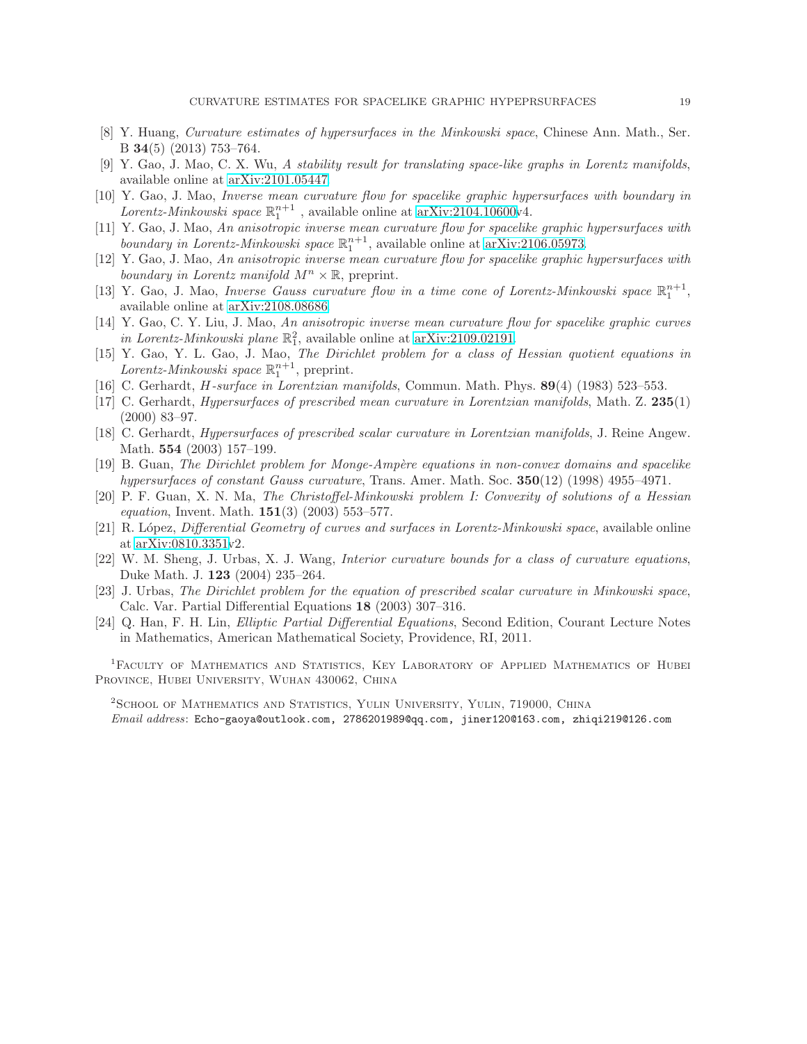[8] Y. Huang, *Curvature estimates of hypersurfaces in the Minkowski space*, Chinese Ann. Math., Ser. B **34**(5) (2013) 753–764.

[9] Y. Gao, J. Mao, C. X. Wu, *A stability result for translating space-like graphs in Lorentz manifolds*, available online at arXiv:2101.05447.

[10] Y. Gao, J. Mao, *Inverse mean curvature flow for spacelike graphic hypersurfaces with boundary in Lorentz-Minkowski space* $\mathbb{R}^{n+1}_1$ , available online at arXiv:2104.10600v4.

[11] Y. Gao, J. Mao, *An anisotropic inverse mean curvature flow for spacelike graphic hypersurfaces with boundary in Lorentz-Minkowski space* $\mathbb{R}^{n+1}_1$, available online at arXiv:2106.05973.

[12] Y. Gao, J. Mao, *An anisotropic inverse mean curvature flow for spacelike graphic hypersurfaces with boundary in Lorentz manifold* $M^n \times \mathbb{R}$, preprint.

[13] Y. Gao, J. Mao, *Inverse Gauss curvature flow in a time cone of Lorentz-Minkowski space* $\mathbb{R}^{n+1}_1$, available online at arXiv:2108.08686.

[14] Y. Gao, C. Y. Liu, J. Mao, *An anisotropic inverse mean curvature flow for spacelike graphic curves in Lorentz-Minkowski plane* $\mathbb{R}^2_1$, available online at arXiv:2109.02191.

[15] Y. Gao, Y. L. Gao, J. Mao, *The Dirichlet problem for a class of Hessian quotient equations in Lorentz-Minkowski space* $\mathbb{R}^{n+1}_1$, preprint.

[16] C. Gerhardt, *H-surface in Lorentzian manifolds*, Commun. Math. Phys. **89**(4) (1983) 523–553.

[17] C. Gerhardt, *Hypersurfaces of prescribed mean curvature in Lorentzian manifolds*, Math. Z. **235**(1) (2000) 83–97.

[18] C. Gerhardt, *Hypersurfaces of prescribed scalar curvature in Lorentzian manifolds*, J. Reine Angew. Math. **554** (2003) 157–199.

[19] B. Guan, *The Dirichlet problem for Monge-Ampère equations in non-convex domains and spacelike hypersurfaces of constant Gauss curvature*, Trans. Amer. Math. Soc. **350**(12) (1998) 4955–4971.

[20] P. F. Guan, X. N. Ma, *The Christoffel-Minkowski problem I: Convexity of solutions of a Hessian equation*, Invent. Math. **151**(3) (2003) 553–577.

[21] R. López, *Differential Geometry of curves and surfaces in Lorentz-Minkowski space*, available online at arXiv:0810.3351v2.

[22] W. M. Sheng, J. Urbas, X. J. Wang, *Interior curvature bounds for a class of curvature equations*, Duke Math. J. **123** (2004) 235–264.

[23] J. Urbas, *The Dirichlet problem for the equation of prescribed scalar curvature in Minkowski space*, Calc. Var. Partial Differential Equations **18** (2003) 307–316.

[24] Q. Han, F. H. Lin, *Elliptic Partial Differential Equations*, Second Edition, Courant Lecture Notes in Mathematics, American Mathematical Society, Providence, RI, 2011.

[1]Faculty of Mathematics and Statistics, Key Laboratory of Applied Mathematics of Hubei Province, Hubei University, Wuhan 430062, China

[2]School of Mathematics and Statistics, Yulin University, Yulin, 719000, China

*Email address*: Echo-gaoya@outlook.com, 2786201989@qq.com, jiner120@163.com, zhiqi219@126.com